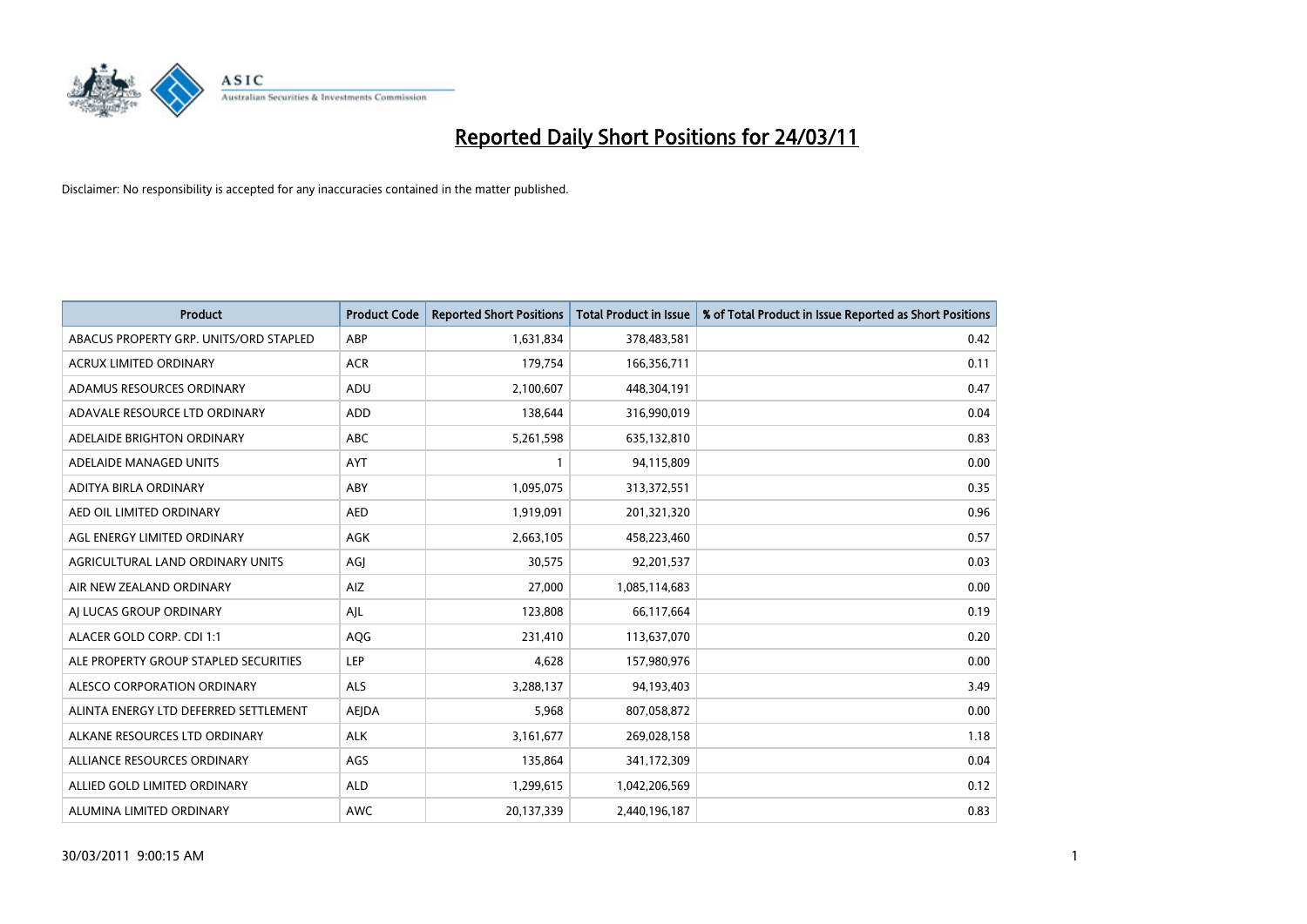# Reported Daily Short Positions for 24/03/11

Disclaimer: No responsibility is accepted for any inaccuracies contained in the matter published.

| Product | Product Code | Reported Short Positions | Total Product in Issue | % of Total Product in Issue Reported as Short Positions |
|---|---|---|---|---|
| ABACUS PROPERTY GRP. UNITS/ORD STAPLED | ABP | 1,631,834 | 378,483,581 | 0.42 |
| ACRUX LIMITED ORDINARY | ACR | 179,754 | 166,356,711 | 0.11 |
| ADAMUS RESOURCES ORDINARY | ADU | 2,100,607 | 448,304,191 | 0.47 |
| ADAVALE RESOURCE LTD ORDINARY | ADD | 138,644 | 316,990,019 | 0.04 |
| ADELAIDE BRIGHTON ORDINARY | ABC | 5,261,598 | 635,132,810 | 0.83 |
| ADELAIDE MANAGED UNITS | AYT | 1 | 94,115,809 | 0.00 |
| ADITYA BIRLA ORDINARY | ABY | 1,095,075 | 313,372,551 | 0.35 |
| AED OIL LIMITED ORDINARY | AED | 1,919,091 | 201,321,320 | 0.96 |
| AGL ENERGY LIMITED ORDINARY | AGK | 2,663,105 | 458,223,460 | 0.57 |
| AGRICULTURAL LAND ORDINARY UNITS | AGJ | 30,575 | 92,201,537 | 0.03 |
| AIR NEW ZEALAND ORDINARY | AIZ | 27,000 | 1,085,114,683 | 0.00 |
| AJ LUCAS GROUP ORDINARY | AJL | 123,808 | 66,117,664 | 0.19 |
| ALACER GOLD CORP. CDI 1:1 | AQG | 231,410 | 113,637,070 | 0.20 |
| ALE PROPERTY GROUP STAPLED SECURITIES | LEP | 4,628 | 157,980,976 | 0.00 |
| ALESCO CORPORATION ORDINARY | ALS | 3,288,137 | 94,193,403 | 3.49 |
| ALINTA ENERGY LTD DEFERRED SETTLEMENT | AEJDA | 5,968 | 807,058,872 | 0.00 |
| ALKANE RESOURCES LTD ORDINARY | ALK | 3,161,677 | 269,028,158 | 1.18 |
| ALLIANCE RESOURCES ORDINARY | AGS | 135,864 | 341,172,309 | 0.04 |
| ALLIED GOLD LIMITED ORDINARY | ALD | 1,299,615 | 1,042,206,569 | 0.12 |
| ALUMINA LIMITED ORDINARY | AWC | 20,137,339 | 2,440,196,187 | 0.83 |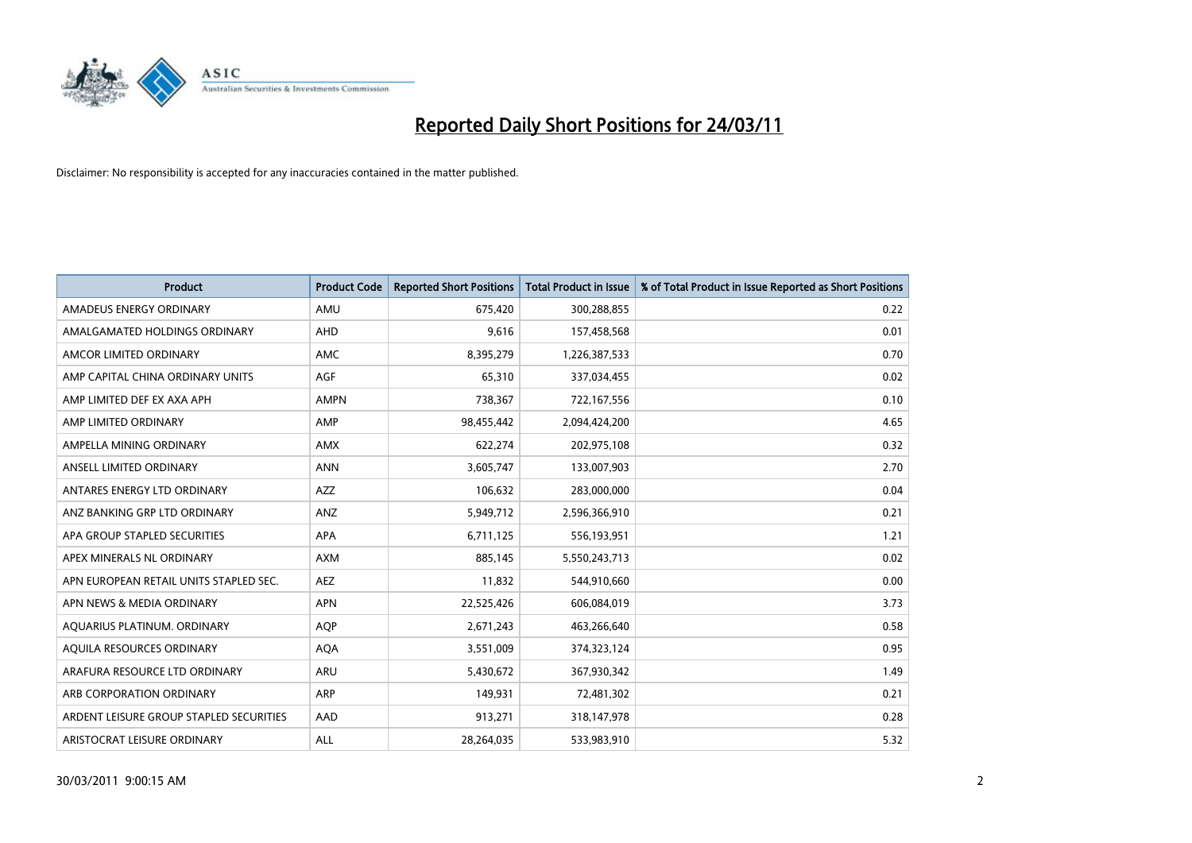# Reported Daily Short Positions for 24/03/11

Disclaimer: No responsibility is accepted for any inaccuracies contained in the matter published.

| Product | Product Code | Reported Short Positions | Total Product in Issue | % of Total Product in Issue Reported as Short Positions |
|---|---|---|---|---|
| AMADEUS ENERGY ORDINARY | AMU | 675,420 | 300,288,855 | 0.22 |
| AMALGAMATED HOLDINGS ORDINARY | AHD | 9,616 | 157,458,568 | 0.01 |
| AMCOR LIMITED ORDINARY | AMC | 8,395,279 | 1,226,387,533 | 0.70 |
| AMP CAPITAL CHINA ORDINARY UNITS | AGF | 65,310 | 337,034,455 | 0.02 |
| AMP LIMITED DEF EX AXA APH | AMPN | 738,367 | 722,167,556 | 0.10 |
| AMP LIMITED ORDINARY | AMP | 98,455,442 | 2,094,424,200 | 4.65 |
| AMPELLA MINING ORDINARY | AMX | 622,274 | 202,975,108 | 0.32 |
| ANSELL LIMITED ORDINARY | ANN | 3,605,747 | 133,007,903 | 2.70 |
| ANTARES ENERGY LTD ORDINARY | AZZ | 106,632 | 283,000,000 | 0.04 |
| ANZ BANKING GRP LTD ORDINARY | ANZ | 5,949,712 | 2,596,366,910 | 0.21 |
| APA GROUP STAPLED SECURITIES | APA | 6,711,125 | 556,193,951 | 1.21 |
| APEX MINERALS NL ORDINARY | AXM | 885,145 | 5,550,243,713 | 0.02 |
| APN EUROPEAN RETAIL UNITS STAPLED SEC. | AEZ | 11,832 | 544,910,660 | 0.00 |
| APN NEWS & MEDIA ORDINARY | APN | 22,525,426 | 606,084,019 | 3.73 |
| AQUARIUS PLATINUM. ORDINARY | AQP | 2,671,243 | 463,266,640 | 0.58 |
| AQUILA RESOURCES ORDINARY | AQA | 3,551,009 | 374,323,124 | 0.95 |
| ARAFURA RESOURCE LTD ORDINARY | ARU | 5,430,672 | 367,930,342 | 1.49 |
| ARB CORPORATION ORDINARY | ARP | 149,931 | 72,481,302 | 0.21 |
| ARDENT LEISURE GROUP STAPLED SECURITIES | AAD | 913,271 | 318,147,978 | 0.28 |
| ARISTOCRAT LEISURE ORDINARY | ALL | 28,264,035 | 533,983,910 | 5.32 |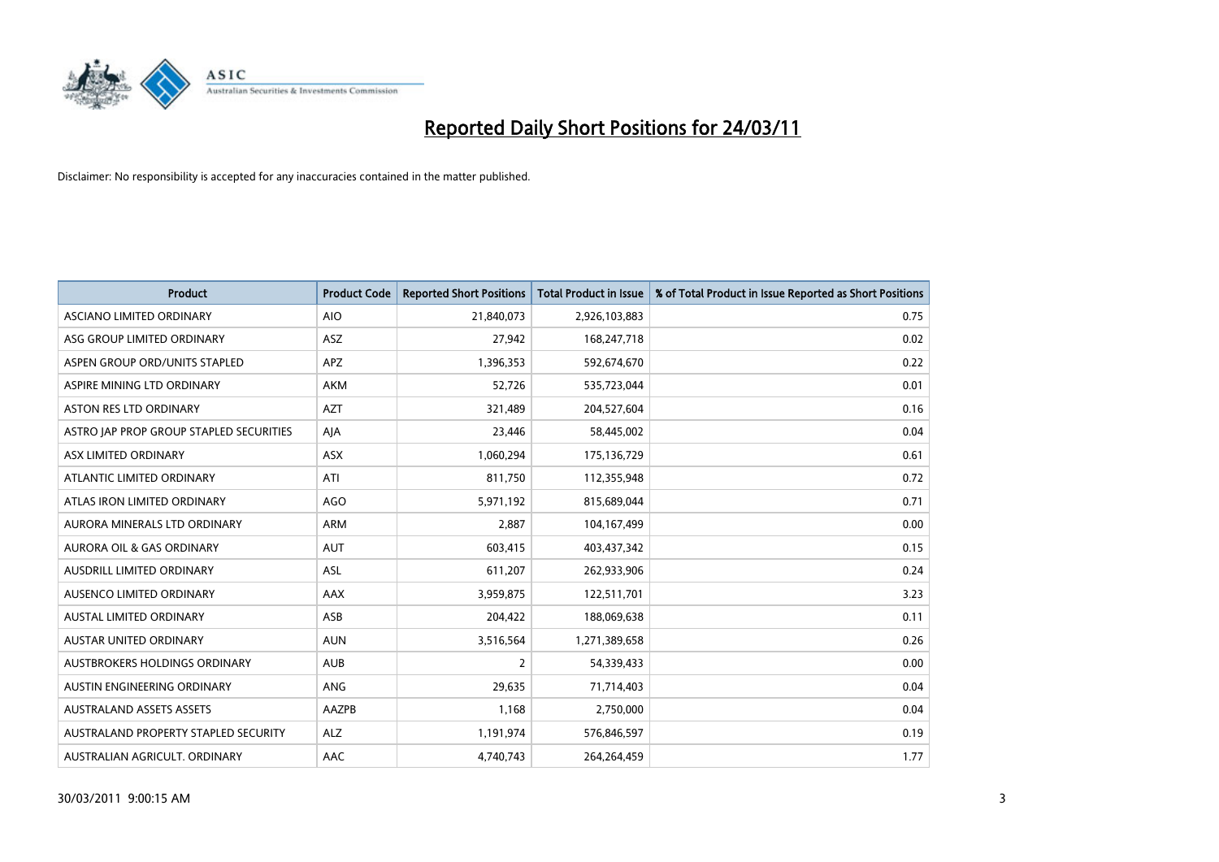# Reported Daily Short Positions for 24/03/11

Disclaimer: No responsibility is accepted for any inaccuracies contained in the matter published.

| Product | Product Code | Reported Short Positions | Total Product in Issue | % of Total Product in Issue Reported as Short Positions |
|---|---|---|---|---|
| ASCIANO LIMITED ORDINARY | AIO | 21,840,073 | 2,926,103,883 | 0.75 |
| ASG GROUP LIMITED ORDINARY | ASZ | 27,942 | 168,247,718 | 0.02 |
| ASPEN GROUP ORD/UNITS STAPLED | APZ | 1,396,353 | 592,674,670 | 0.22 |
| ASPIRE MINING LTD ORDINARY | AKM | 52,726 | 535,723,044 | 0.01 |
| ASTON RES LTD ORDINARY | AZT | 321,489 | 204,527,604 | 0.16 |
| ASTRO JAP PROP GROUP STAPLED SECURITIES | AJA | 23,446 | 58,445,002 | 0.04 |
| ASX LIMITED ORDINARY | ASX | 1,060,294 | 175,136,729 | 0.61 |
| ATLANTIC LIMITED ORDINARY | ATI | 811,750 | 112,355,948 | 0.72 |
| ATLAS IRON LIMITED ORDINARY | AGO | 5,971,192 | 815,689,044 | 0.71 |
| AURORA MINERALS LTD ORDINARY | ARM | 2,887 | 104,167,499 | 0.00 |
| AURORA OIL & GAS ORDINARY | AUT | 603,415 | 403,437,342 | 0.15 |
| AUSDRILL LIMITED ORDINARY | ASL | 611,207 | 262,933,906 | 0.24 |
| AUSENCO LIMITED ORDINARY | AAX | 3,959,875 | 122,511,701 | 3.23 |
| AUSTAL LIMITED ORDINARY | ASB | 204,422 | 188,069,638 | 0.11 |
| AUSTAR UNITED ORDINARY | AUN | 3,516,564 | 1,271,389,658 | 0.26 |
| AUSTBROKERS HOLDINGS ORDINARY | AUB | 2 | 54,339,433 | 0.00 |
| AUSTIN ENGINEERING ORDINARY | ANG | 29,635 | 71,714,403 | 0.04 |
| AUSTRALAND ASSETS ASSETS | AAZPB | 1,168 | 2,750,000 | 0.04 |
| AUSTRALAND PROPERTY STAPLED SECURITY | ALZ | 1,191,974 | 576,846,597 | 0.19 |
| AUSTRALIAN AGRICULT. ORDINARY | AAC | 4,740,743 | 264,264,459 | 1.77 |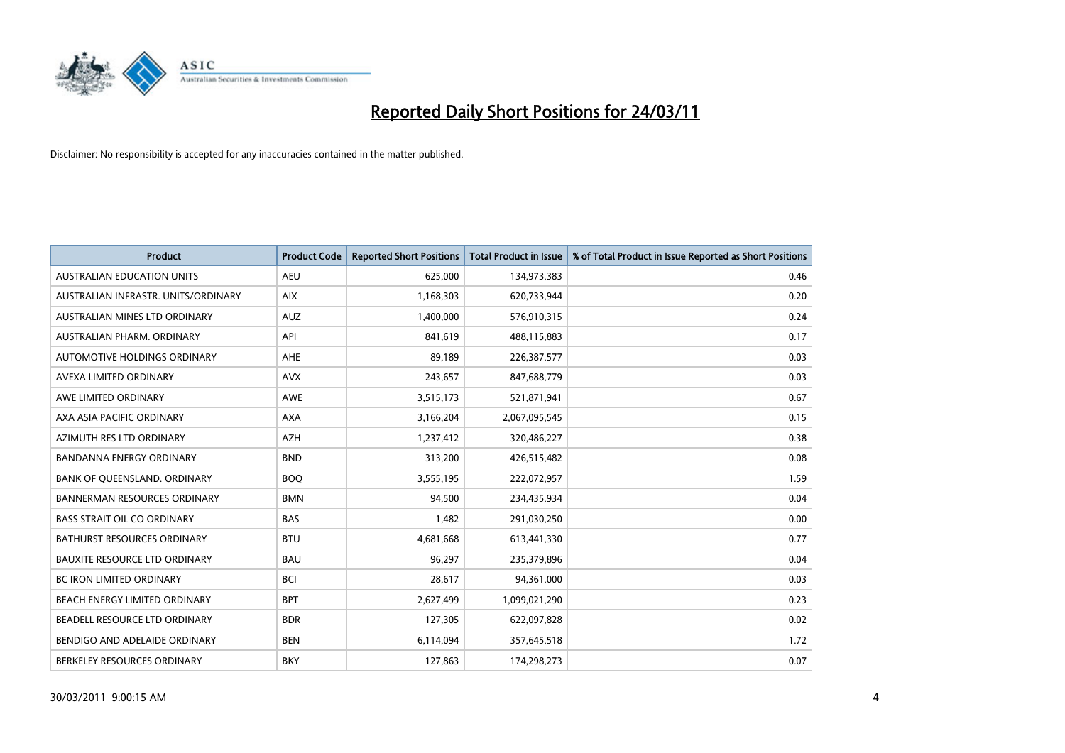# Reported Daily Short Positions for 24/03/11

Disclaimer: No responsibility is accepted for any inaccuracies contained in the matter published.

| Product | Product Code | Reported Short Positions | Total Product in Issue | % of Total Product in Issue Reported as Short Positions |
|---|---|---|---|---|
| AUSTRALIAN EDUCATION UNITS | AEU | 625,000 | 134,973,383 | 0.46 |
| AUSTRALIAN INFRASTR. UNITS/ORDINARY | AIX | 1,168,303 | 620,733,944 | 0.20 |
| AUSTRALIAN MINES LTD ORDINARY | AUZ | 1,400,000 | 576,910,315 | 0.24 |
| AUSTRALIAN PHARM. ORDINARY | API | 841,619 | 488,115,883 | 0.17 |
| AUTOMOTIVE HOLDINGS ORDINARY | AHE | 89,189 | 226,387,577 | 0.03 |
| AVEXA LIMITED ORDINARY | AVX | 243,657 | 847,688,779 | 0.03 |
| AWE LIMITED ORDINARY | AWE | 3,515,173 | 521,871,941 | 0.67 |
| AXA ASIA PACIFIC ORDINARY | AXA | 3,166,204 | 2,067,095,545 | 0.15 |
| AZIMUTH RES LTD ORDINARY | AZH | 1,237,412 | 320,486,227 | 0.38 |
| BANDANNA ENERGY ORDINARY | BND | 313,200 | 426,515,482 | 0.08 |
| BANK OF QUEENSLAND. ORDINARY | BOQ | 3,555,195 | 222,072,957 | 1.59 |
| BANNERMAN RESOURCES ORDINARY | BMN | 94,500 | 234,435,934 | 0.04 |
| BASS STRAIT OIL CO ORDINARY | BAS | 1,482 | 291,030,250 | 0.00 |
| BATHURST RESOURCES ORDINARY | BTU | 4,681,668 | 613,441,330 | 0.77 |
| BAUXITE RESOURCE LTD ORDINARY | BAU | 96,297 | 235,379,896 | 0.04 |
| BC IRON LIMITED ORDINARY | BCI | 28,617 | 94,361,000 | 0.03 |
| BEACH ENERGY LIMITED ORDINARY | BPT | 2,627,499 | 1,099,021,290 | 0.23 |
| BEADELL RESOURCE LTD ORDINARY | BDR | 127,305 | 622,097,828 | 0.02 |
| BENDIGO AND ADELAIDE ORDINARY | BEN | 6,114,094 | 357,645,518 | 1.72 |
| BERKELEY RESOURCES ORDINARY | BKY | 127,863 | 174,298,273 | 0.07 |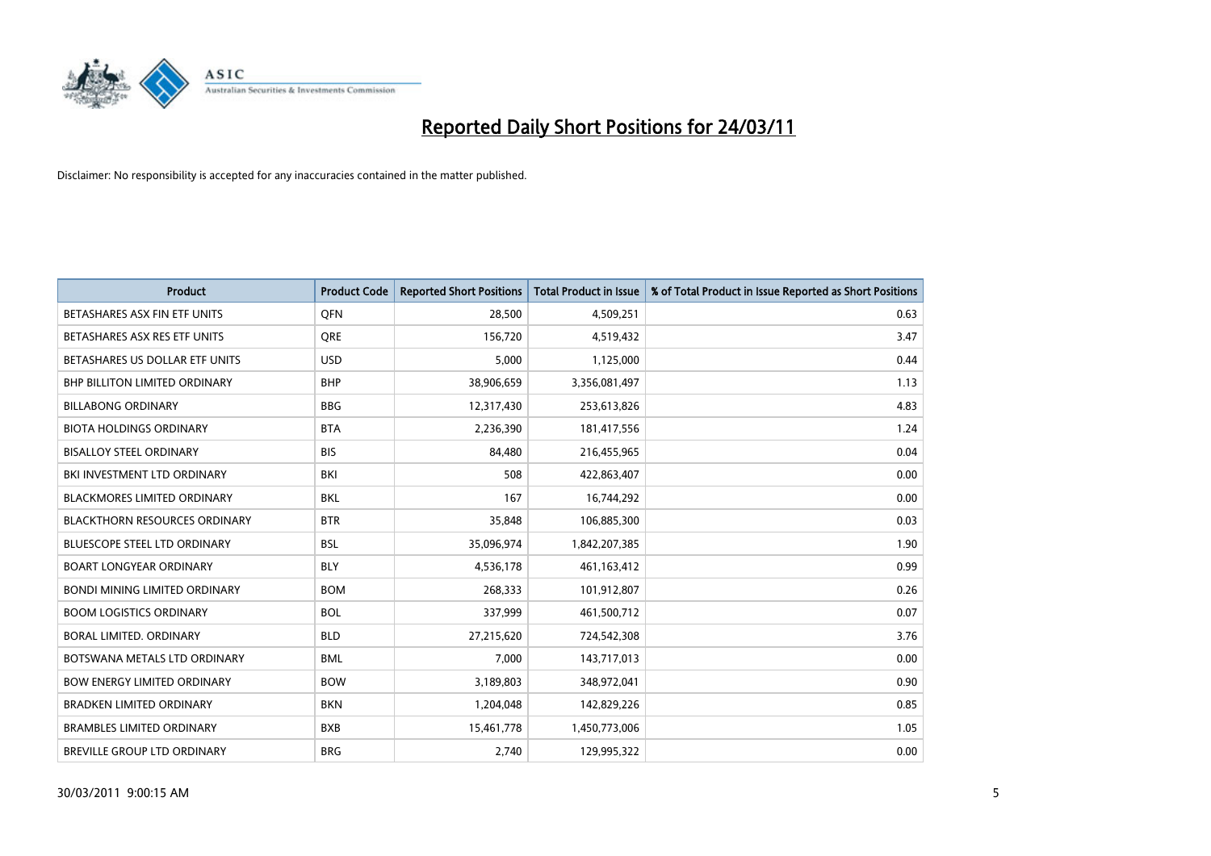# Reported Daily Short Positions for 24/03/11

Disclaimer: No responsibility is accepted for any inaccuracies contained in the matter published.

| Product | Product Code | Reported Short Positions | Total Product in Issue | % of Total Product in Issue Reported as Short Positions |
|---|---|---|---|---|
| BETASHARES ASX FIN ETF UNITS | QFN | 28,500 | 4,509,251 | 0.63 |
| BETASHARES ASX RES ETF UNITS | QRE | 156,720 | 4,519,432 | 3.47 |
| BETASHARES US DOLLAR ETF UNITS | USD | 5,000 | 1,125,000 | 0.44 |
| BHP BILLITON LIMITED ORDINARY | BHP | 38,906,659 | 3,356,081,497 | 1.13 |
| BILLABONG ORDINARY | BBG | 12,317,430 | 253,613,826 | 4.83 |
| BIOTA HOLDINGS ORDINARY | BTA | 2,236,390 | 181,417,556 | 1.24 |
| BISALLOY STEEL ORDINARY | BIS | 84,480 | 216,455,965 | 0.04 |
| BKI INVESTMENT LTD ORDINARY | BKI | 508 | 422,863,407 | 0.00 |
| BLACKMORES LIMITED ORDINARY | BKL | 167 | 16,744,292 | 0.00 |
| BLACKTHORN RESOURCES ORDINARY | BTR | 35,848 | 106,885,300 | 0.03 |
| BLUESCOPE STEEL LTD ORDINARY | BSL | 35,096,974 | 1,842,207,385 | 1.90 |
| BOART LONGYEAR ORDINARY | BLY | 4,536,178 | 461,163,412 | 0.99 |
| BONDI MINING LIMITED ORDINARY | BOM | 268,333 | 101,912,807 | 0.26 |
| BOOM LOGISTICS ORDINARY | BOL | 337,999 | 461,500,712 | 0.07 |
| BORAL LIMITED. ORDINARY | BLD | 27,215,620 | 724,542,308 | 3.76 |
| BOTSWANA METALS LTD ORDINARY | BML | 7,000 | 143,717,013 | 0.00 |
| BOW ENERGY LIMITED ORDINARY | BOW | 3,189,803 | 348,972,041 | 0.90 |
| BRADKEN LIMITED ORDINARY | BKN | 1,204,048 | 142,829,226 | 0.85 |
| BRAMBLES LIMITED ORDINARY | BXB | 15,461,778 | 1,450,773,006 | 1.05 |
| BREVILLE GROUP LTD ORDINARY | BRG | 2,740 | 129,995,322 | 0.00 |

30/03/2011 9:00:15 AM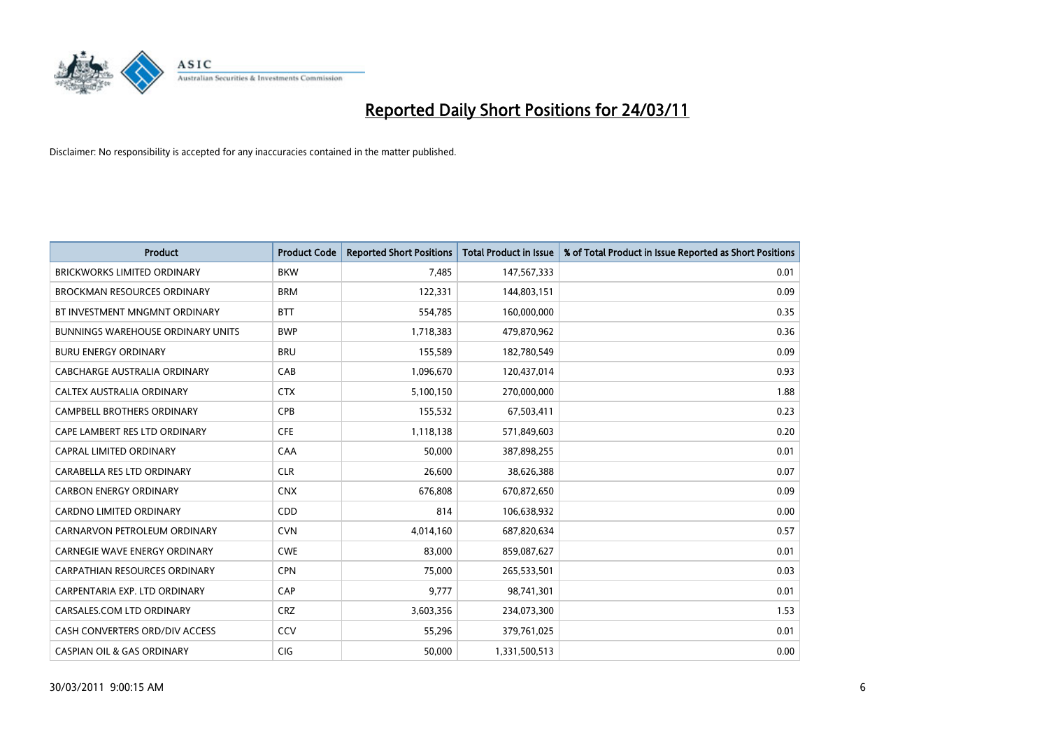# Reported Daily Short Positions for 24/03/11

Disclaimer: No responsibility is accepted for any inaccuracies contained in the matter published.

| Product | Product Code | Reported Short Positions | Total Product in Issue | % of Total Product in Issue Reported as Short Positions |
|---|---|---|---|---|
| BRICKWORKS LIMITED ORDINARY | BKW | 7,485 | 147,567,333 | 0.01 |
| BROCKMAN RESOURCES ORDINARY | BRM | 122,331 | 144,803,151 | 0.09 |
| BT INVESTMENT MNGMNT ORDINARY | BTT | 554,785 | 160,000,000 | 0.35 |
| BUNNINGS WAREHOUSE ORDINARY UNITS | BWP | 1,718,383 | 479,870,962 | 0.36 |
| BURU ENERGY ORDINARY | BRU | 155,589 | 182,780,549 | 0.09 |
| CABCHARGE AUSTRALIA ORDINARY | CAB | 1,096,670 | 120,437,014 | 0.93 |
| CALTEX AUSTRALIA ORDINARY | CTX | 5,100,150 | 270,000,000 | 1.88 |
| CAMPBELL BROTHERS ORDINARY | CPB | 155,532 | 67,503,411 | 0.23 |
| CAPE LAMBERT RES LTD ORDINARY | CFE | 1,118,138 | 571,849,603 | 0.20 |
| CAPRAL LIMITED ORDINARY | CAA | 50,000 | 387,898,255 | 0.01 |
| CARABELLA RES LTD ORDINARY | CLR | 26,600 | 38,626,388 | 0.07 |
| CARBON ENERGY ORDINARY | CNX | 676,808 | 670,872,650 | 0.09 |
| CARDNO LIMITED ORDINARY | CDD | 814 | 106,638,932 | 0.00 |
| CARNARVON PETROLEUM ORDINARY | CVN | 4,014,160 | 687,820,634 | 0.57 |
| CARNEGIE WAVE ENERGY ORDINARY | CWE | 83,000 | 859,087,627 | 0.01 |
| CARPATHIAN RESOURCES ORDINARY | CPN | 75,000 | 265,533,501 | 0.03 |
| CARPENTARIA EXP. LTD ORDINARY | CAP | 9,777 | 98,741,301 | 0.01 |
| CARSALES.COM LTD ORDINARY | CRZ | 3,603,356 | 234,073,300 | 1.53 |
| CASH CONVERTERS ORD/DIV ACCESS | CCV | 55,296 | 379,761,025 | 0.01 |
| CASPIAN OIL & GAS ORDINARY | CIG | 50,000 | 1,331,500,513 | 0.00 |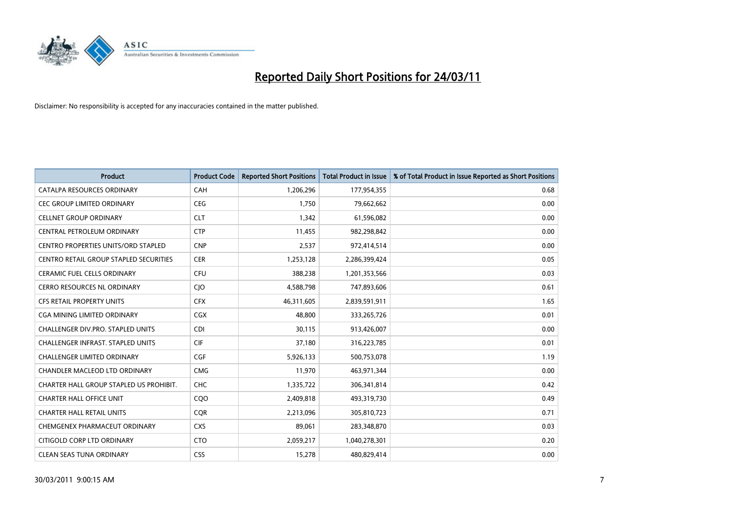# Reported Daily Short Positions for 24/03/11

Disclaimer: No responsibility is accepted for any inaccuracies contained in the matter published.

| Product | Product Code | Reported Short Positions | Total Product in Issue | % of Total Product in Issue Reported as Short Positions |
|---|---|---|---|---|
| CATALPA RESOURCES ORDINARY | CAH | 1,206,296 | 177,954,355 | 0.68 |
| CEC GROUP LIMITED ORDINARY | CEG | 1,750 | 79,662,662 | 0.00 |
| CELLNET GROUP ORDINARY | CLT | 1,342 | 61,596,082 | 0.00 |
| CENTRAL PETROLEUM ORDINARY | CTP | 11,455 | 982,298,842 | 0.00 |
| CENTRO PROPERTIES UNITS/ORD STAPLED | CNP | 2,537 | 972,414,514 | 0.00 |
| CENTRO RETAIL GROUP STAPLED SECURITIES | CER | 1,253,128 | 2,286,399,424 | 0.05 |
| CERAMIC FUEL CELLS ORDINARY | CFU | 388,238 | 1,201,353,566 | 0.03 |
| CERRO RESOURCES NL ORDINARY | CJO | 4,588,798 | 747,893,606 | 0.61 |
| CFS RETAIL PROPERTY UNITS | CFX | 46,311,605 | 2,839,591,911 | 1.65 |
| CGA MINING LIMITED ORDINARY | CGX | 48,800 | 333,265,726 | 0.01 |
| CHALLENGER DIV.PRO. STAPLED UNITS | CDI | 30,115 | 913,426,007 | 0.00 |
| CHALLENGER INFRAST. STAPLED UNITS | CIF | 37,180 | 316,223,785 | 0.01 |
| CHALLENGER LIMITED ORDINARY | CGF | 5,926,133 | 500,753,078 | 1.19 |
| CHANDLER MACLEOD LTD ORDINARY | CMG | 11,970 | 463,971,344 | 0.00 |
| CHARTER HALL GROUP STAPLED US PROHIBIT. | CHC | 1,335,722 | 306,341,814 | 0.42 |
| CHARTER HALL OFFICE UNIT | CQO | 2,409,818 | 493,319,730 | 0.49 |
| CHARTER HALL RETAIL UNITS | CQR | 2,213,096 | 305,810,723 | 0.71 |
| CHEMGENEX PHARMACEUT ORDINARY | CXS | 89,061 | 283,348,870 | 0.03 |
| CITIGOLD CORP LTD ORDINARY | CTO | 2,059,217 | 1,040,278,301 | 0.20 |
| CLEAN SEAS TUNA ORDINARY | CSS | 15,278 | 480,829,414 | 0.00 |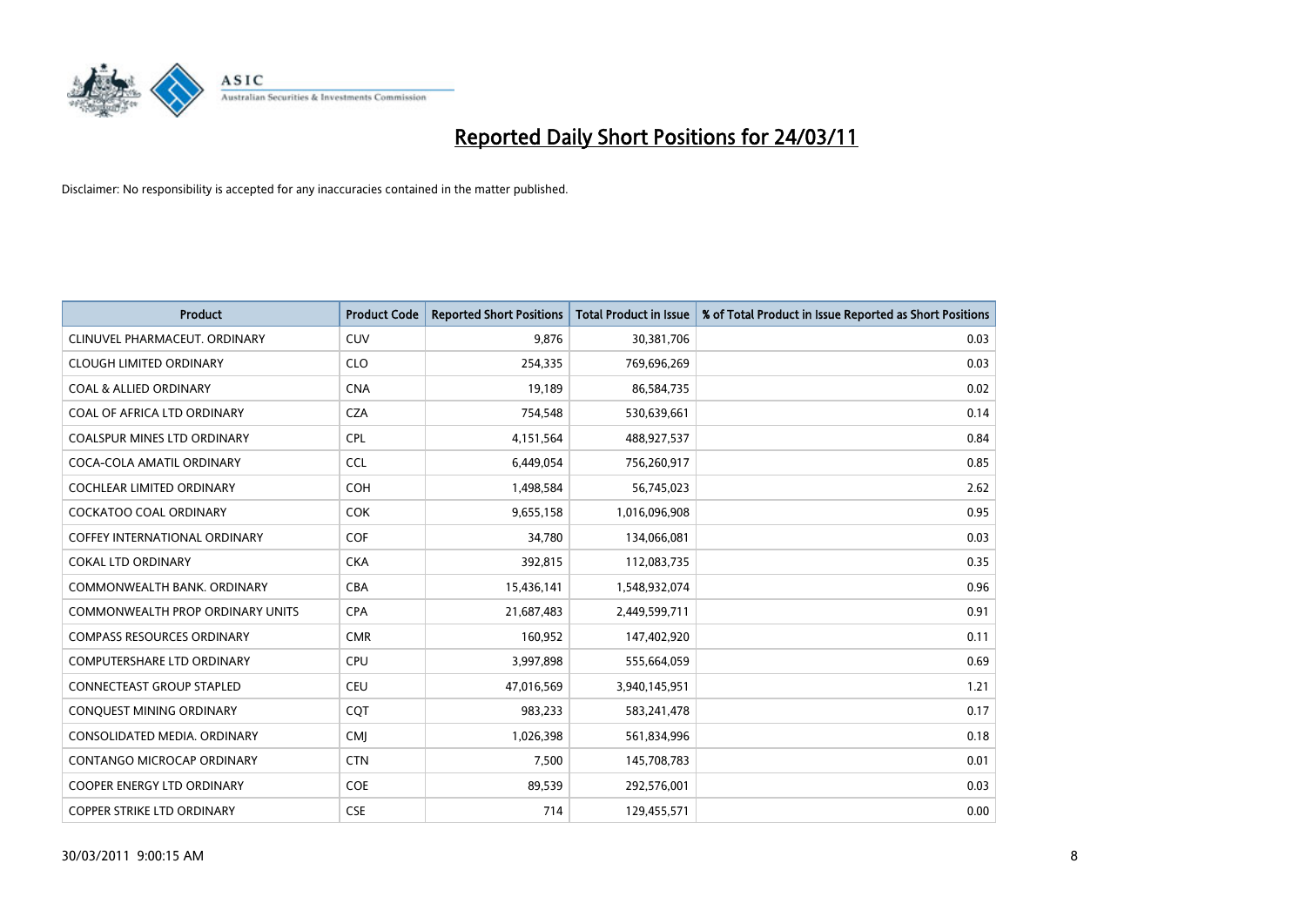# Reported Daily Short Positions for 24/03/11

Disclaimer: No responsibility is accepted for any inaccuracies contained in the matter published.

| Product | Product Code | Reported Short Positions | Total Product in Issue | % of Total Product in Issue Reported as Short Positions |
|---|---|---|---|---|
| CLINUVEL PHARMACEUT. ORDINARY | CUV | 9,876 | 30,381,706 | 0.03 |
| CLOUGH LIMITED ORDINARY | CLO | 254,335 | 769,696,269 | 0.03 |
| COAL & ALLIED ORDINARY | CNA | 19,189 | 86,584,735 | 0.02 |
| COAL OF AFRICA LTD ORDINARY | CZA | 754,548 | 530,639,661 | 0.14 |
| COALSPUR MINES LTD ORDINARY | CPL | 4,151,564 | 488,927,537 | 0.84 |
| COCA-COLA AMATIL ORDINARY | CCL | 6,449,054 | 756,260,917 | 0.85 |
| COCHLEAR LIMITED ORDINARY | COH | 1,498,584 | 56,745,023 | 2.62 |
| COCKATOO COAL ORDINARY | COK | 9,655,158 | 1,016,096,908 | 0.95 |
| COFFEY INTERNATIONAL ORDINARY | COF | 34,780 | 134,066,081 | 0.03 |
| COKAL LTD ORDINARY | CKA | 392,815 | 112,083,735 | 0.35 |
| COMMONWEALTH BANK. ORDINARY | CBA | 15,436,141 | 1,548,932,074 | 0.96 |
| COMMONWEALTH PROP ORDINARY UNITS | CPA | 21,687,483 | 2,449,599,711 | 0.91 |
| COMPASS RESOURCES ORDINARY | CMR | 160,952 | 147,402,920 | 0.11 |
| COMPUTERSHARE LTD ORDINARY | CPU | 3,997,898 | 555,664,059 | 0.69 |
| CONNECTEAST GROUP STAPLED | CEU | 47,016,569 | 3,940,145,951 | 1.21 |
| CONQUEST MINING ORDINARY | CQT | 983,233 | 583,241,478 | 0.17 |
| CONSOLIDATED MEDIA. ORDINARY | CMJ | 1,026,398 | 561,834,996 | 0.18 |
| CONTANGO MICROCAP ORDINARY | CTN | 7,500 | 145,708,783 | 0.01 |
| COOPER ENERGY LTD ORDINARY | COE | 89,539 | 292,576,001 | 0.03 |
| COPPER STRIKE LTD ORDINARY | CSE | 714 | 129,455,571 | 0.00 |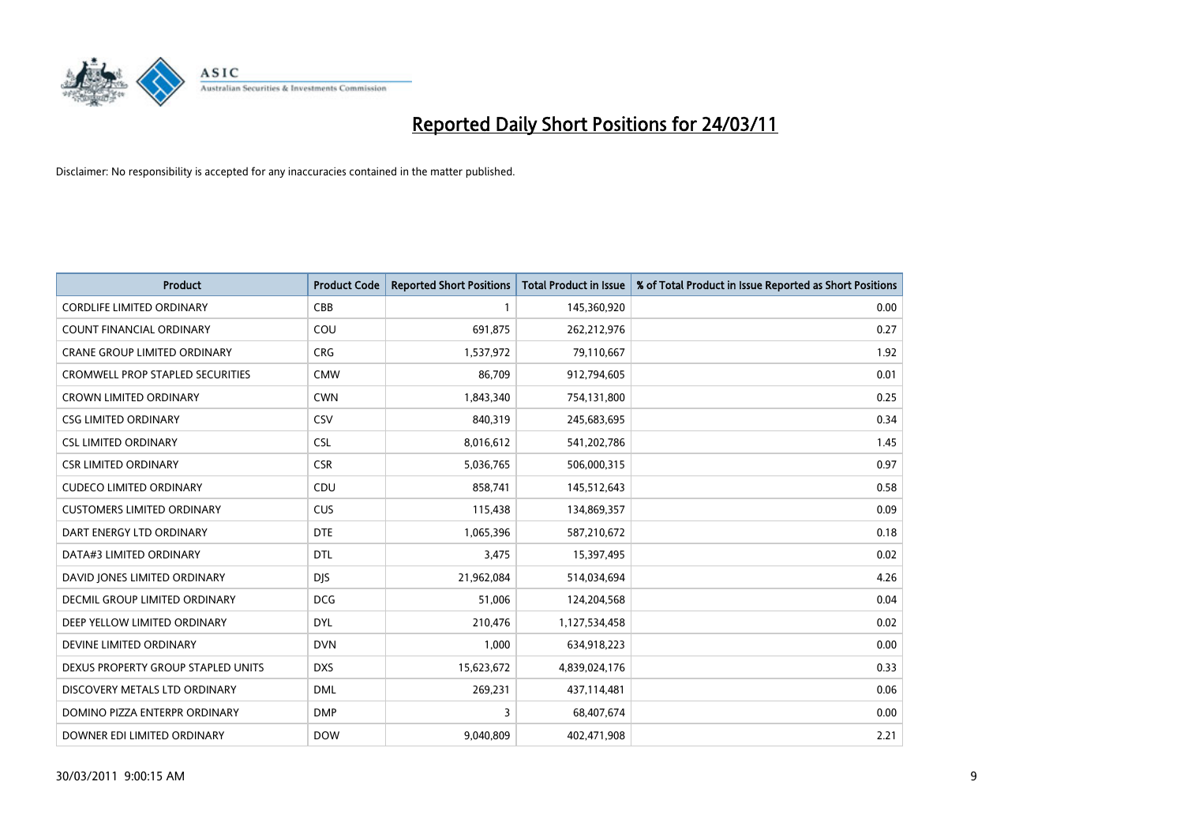# Reported Daily Short Positions for 24/03/11

Disclaimer: No responsibility is accepted for any inaccuracies contained in the matter published.

| Product | Product Code | Reported Short Positions | Total Product in Issue | % of Total Product in Issue Reported as Short Positions |
|---|---|---|---|---|
| CORDLIFE LIMITED ORDINARY | CBB | 1 | 145,360,920 | 0.00 |
| COUNT FINANCIAL ORDINARY | COU | 691,875 | 262,212,976 | 0.27 |
| CRANE GROUP LIMITED ORDINARY | CRG | 1,537,972 | 79,110,667 | 1.92 |
| CROMWELL PROP STAPLED SECURITIES | CMW | 86,709 | 912,794,605 | 0.01 |
| CROWN LIMITED ORDINARY | CWN | 1,843,340 | 754,131,800 | 0.25 |
| CSG LIMITED ORDINARY | CSV | 840,319 | 245,683,695 | 0.34 |
| CSL LIMITED ORDINARY | CSL | 8,016,612 | 541,202,786 | 1.45 |
| CSR LIMITED ORDINARY | CSR | 5,036,765 | 506,000,315 | 0.97 |
| CUDECO LIMITED ORDINARY | CDU | 858,741 | 145,512,643 | 0.58 |
| CUSTOMERS LIMITED ORDINARY | CUS | 115,438 | 134,869,357 | 0.09 |
| DART ENERGY LTD ORDINARY | DTE | 1,065,396 | 587,210,672 | 0.18 |
| DATA#3 LIMITED ORDINARY | DTL | 3,475 | 15,397,495 | 0.02 |
| DAVID JONES LIMITED ORDINARY | DJS | 21,962,084 | 514,034,694 | 4.26 |
| DECMIL GROUP LIMITED ORDINARY | DCG | 51,006 | 124,204,568 | 0.04 |
| DEEP YELLOW LIMITED ORDINARY | DYL | 210,476 | 1,127,534,458 | 0.02 |
| DEVINE LIMITED ORDINARY | DVN | 1,000 | 634,918,223 | 0.00 |
| DEXUS PROPERTY GROUP STAPLED UNITS | DXS | 15,623,672 | 4,839,024,176 | 0.33 |
| DISCOVERY METALS LTD ORDINARY | DML | 269,231 | 437,114,481 | 0.06 |
| DOMINO PIZZA ENTERPR ORDINARY | DMP | 3 | 68,407,674 | 0.00 |
| DOWNER EDI LIMITED ORDINARY | DOW | 9,040,809 | 402,471,908 | 2.21 |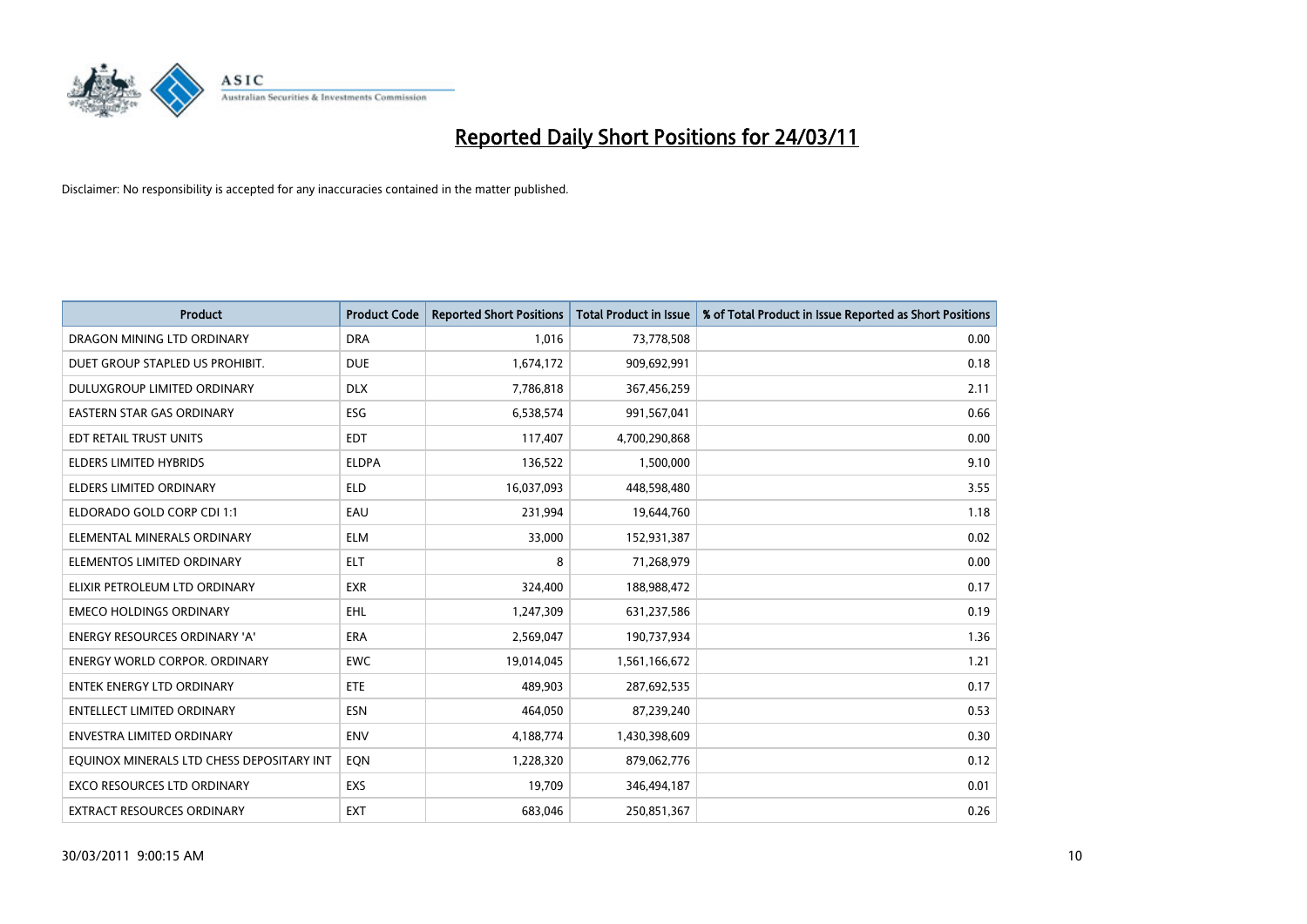# Reported Daily Short Positions for 24/03/11

Disclaimer: No responsibility is accepted for any inaccuracies contained in the matter published.

| Product | Product Code | Reported Short Positions | Total Product in Issue | % of Total Product in Issue Reported as Short Positions |
|---|---|---|---|---|
| DRAGON MINING LTD ORDINARY | DRA | 1,016 | 73,778,508 | 0.00 |
| DUET GROUP STAPLED US PROHIBIT. | DUE | 1,674,172 | 909,692,991 | 0.18 |
| DULUXGROUP LIMITED ORDINARY | DLX | 7,786,818 | 367,456,259 | 2.11 |
| EASTERN STAR GAS ORDINARY | ESG | 6,538,574 | 991,567,041 | 0.66 |
| EDT RETAIL TRUST UNITS | EDT | 117,407 | 4,700,290,868 | 0.00 |
| ELDERS LIMITED HYBRIDS | ELDPA | 136,522 | 1,500,000 | 9.10 |
| ELDERS LIMITED ORDINARY | ELD | 16,037,093 | 448,598,480 | 3.55 |
| ELDORADO GOLD CORP CDI 1:1 | EAU | 231,994 | 19,644,760 | 1.18 |
| ELEMENTAL MINERALS ORDINARY | ELM | 33,000 | 152,931,387 | 0.02 |
| ELEMENTOS LIMITED ORDINARY | ELT | 8 | 71,268,979 | 0.00 |
| ELIXIR PETROLEUM LTD ORDINARY | EXR | 324,400 | 188,988,472 | 0.17 |
| EMECO HOLDINGS ORDINARY | EHL | 1,247,309 | 631,237,586 | 0.19 |
| ENERGY RESOURCES ORDINARY 'A' | ERA | 2,569,047 | 190,737,934 | 1.36 |
| ENERGY WORLD CORPOR. ORDINARY | EWC | 19,014,045 | 1,561,166,672 | 1.21 |
| ENTEK ENERGY LTD ORDINARY | ETE | 489,903 | 287,692,535 | 0.17 |
| ENTELLECT LIMITED ORDINARY | ESN | 464,050 | 87,239,240 | 0.53 |
| ENVESTRA LIMITED ORDINARY | ENV | 4,188,774 | 1,430,398,609 | 0.30 |
| EQUINOX MINERALS LTD CHESS DEPOSITARY INT | EQN | 1,228,320 | 879,062,776 | 0.12 |
| EXCO RESOURCES LTD ORDINARY | EXS | 19,709 | 346,494,187 | 0.01 |
| EXTRACT RESOURCES ORDINARY | EXT | 683,046 | 250,851,367 | 0.26 |

30/03/2011 9:00:15 AM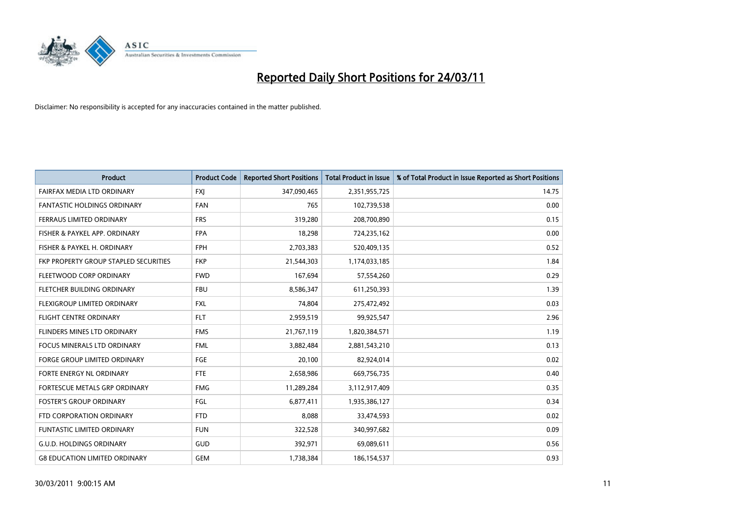# Reported Daily Short Positions for 24/03/11

Disclaimer: No responsibility is accepted for any inaccuracies contained in the matter published.

| Product | Product Code | Reported Short Positions | Total Product in Issue | % of Total Product in Issue Reported as Short Positions |
|---|---|---|---|---|
| FAIRFAX MEDIA LTD ORDINARY | FXJ | 347,090,465 | 2,351,955,725 | 14.75 |
| FANTASTIC HOLDINGS ORDINARY | FAN | 765 | 102,739,538 | 0.00 |
| FERRAUS LIMITED ORDINARY | FRS | 319,280 | 208,700,890 | 0.15 |
| FISHER & PAYKEL APP. ORDINARY | FPA | 18,298 | 724,235,162 | 0.00 |
| FISHER & PAYKEL H. ORDINARY | FPH | 2,703,383 | 520,409,135 | 0.52 |
| FKP PROPERTY GROUP STAPLED SECURITIES | FKP | 21,544,303 | 1,174,033,185 | 1.84 |
| FLEETWOOD CORP ORDINARY | FWD | 167,694 | 57,554,260 | 0.29 |
| FLETCHER BUILDING ORDINARY | FBU | 8,586,347 | 611,250,393 | 1.39 |
| FLEXIGROUP LIMITED ORDINARY | FXL | 74,804 | 275,472,492 | 0.03 |
| FLIGHT CENTRE ORDINARY | FLT | 2,959,519 | 99,925,547 | 2.96 |
| FLINDERS MINES LTD ORDINARY | FMS | 21,767,119 | 1,820,384,571 | 1.19 |
| FOCUS MINERALS LTD ORDINARY | FML | 3,882,484 | 2,881,543,210 | 0.13 |
| FORGE GROUP LIMITED ORDINARY | FGE | 20,100 | 82,924,014 | 0.02 |
| FORTE ENERGY NL ORDINARY | FTE | 2,658,986 | 669,756,735 | 0.40 |
| FORTESCUE METALS GRP ORDINARY | FMG | 11,289,284 | 3,112,917,409 | 0.35 |
| FOSTER'S GROUP ORDINARY | FGL | 6,877,411 | 1,935,386,127 | 0.34 |
| FTD CORPORATION ORDINARY | FTD | 8,088 | 33,474,593 | 0.02 |
| FUNTASTIC LIMITED ORDINARY | FUN | 322,528 | 340,997,682 | 0.09 |
| G.U.D. HOLDINGS ORDINARY | GUD | 392,971 | 69,089,611 | 0.56 |
| G8 EDUCATION LIMITED ORDINARY | GEM | 1,738,384 | 186,154,537 | 0.93 |

30/03/2011 9:00:15 AM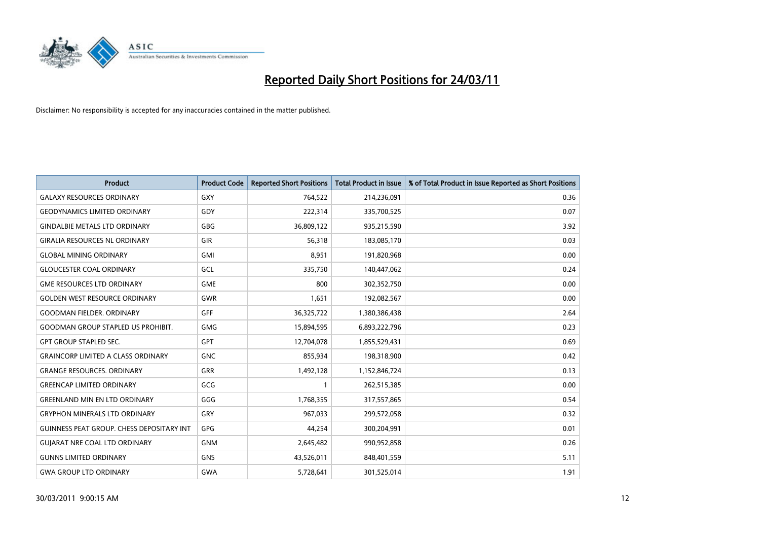# Reported Daily Short Positions for 24/03/11

Disclaimer: No responsibility is accepted for any inaccuracies contained in the matter published.

| Product | Product Code | Reported Short Positions | Total Product in Issue | % of Total Product in Issue Reported as Short Positions |
|---|---|---|---|---|
| GALAXY RESOURCES ORDINARY | GXY | 764,522 | 214,236,091 | 0.36 |
| GEODYNAMICS LIMITED ORDINARY | GDY | 222,314 | 335,700,525 | 0.07 |
| GINDALBIE METALS LTD ORDINARY | GBG | 36,809,122 | 935,215,590 | 3.92 |
| GIRALIA RESOURCES NL ORDINARY | GIR | 56,318 | 183,085,170 | 0.03 |
| GLOBAL MINING ORDINARY | GMI | 8,951 | 191,820,968 | 0.00 |
| GLOUCESTER COAL ORDINARY | GCL | 335,750 | 140,447,062 | 0.24 |
| GME RESOURCES LTD ORDINARY | GME | 800 | 302,352,750 | 0.00 |
| GOLDEN WEST RESOURCE ORDINARY | GWR | 1,651 | 192,082,567 | 0.00 |
| GOODMAN FIELDER. ORDINARY | GFF | 36,325,722 | 1,380,386,438 | 2.64 |
| GOODMAN GROUP STAPLED US PROHIBIT. | GMG | 15,894,595 | 6,893,222,796 | 0.23 |
| GPT GROUP STAPLED SEC. | GPT | 12,704,078 | 1,855,529,431 | 0.69 |
| GRAINCORP LIMITED A CLASS ORDINARY | GNC | 855,934 | 198,318,900 | 0.42 |
| GRANGE RESOURCES. ORDINARY | GRR | 1,492,128 | 1,152,846,724 | 0.13 |
| GREENCAP LIMITED ORDINARY | GCG | 1 | 262,515,385 | 0.00 |
| GREENLAND MIN EN LTD ORDINARY | GGG | 1,768,355 | 317,557,865 | 0.54 |
| GRYPHON MINERALS LTD ORDINARY | GRY | 967,033 | 299,572,058 | 0.32 |
| GUINNESS PEAT GROUP. CHESS DEPOSITARY INT | GPG | 44,254 | 300,204,991 | 0.01 |
| GUJARAT NRE COAL LTD ORDINARY | GNM | 2,645,482 | 990,952,858 | 0.26 |
| GUNNS LIMITED ORDINARY | GNS | 43,526,011 | 848,401,559 | 5.11 |
| GWA GROUP LTD ORDINARY | GWA | 5,728,641 | 301,525,014 | 1.91 |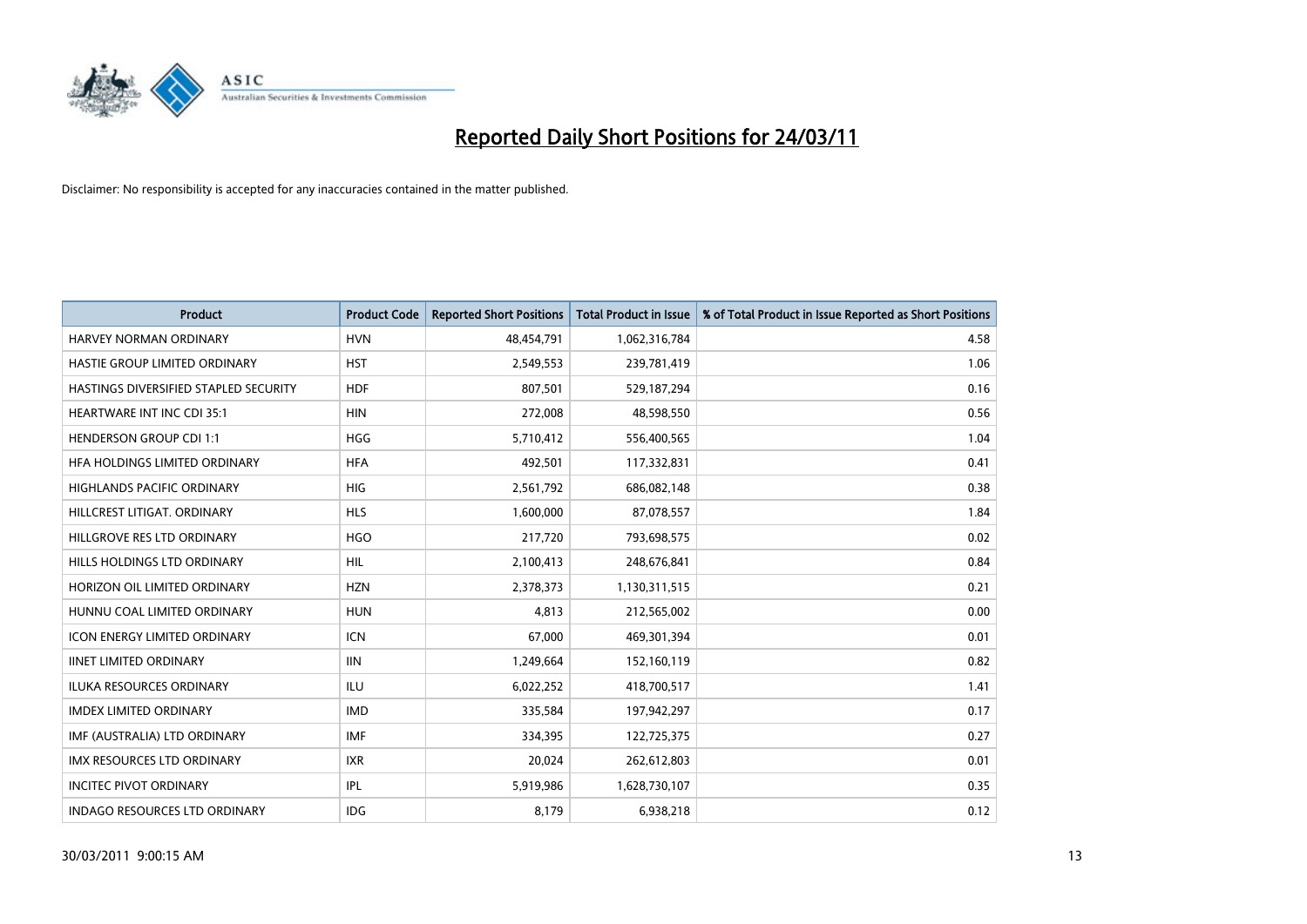# Reported Daily Short Positions for 24/03/11

Disclaimer: No responsibility is accepted for any inaccuracies contained in the matter published.

| Product | Product Code | Reported Short Positions | Total Product in Issue | % of Total Product in Issue Reported as Short Positions |
|---|---|---|---|---|
| HARVEY NORMAN ORDINARY | HVN | 48,454,791 | 1,062,316,784 | 4.58 |
| HASTIE GROUP LIMITED ORDINARY | HST | 2,549,553 | 239,781,419 | 1.06 |
| HASTINGS DIVERSIFIED STAPLED SECURITY | HDF | 807,501 | 529,187,294 | 0.16 |
| HEARTWARE INT INC CDI 35:1 | HIN | 272,008 | 48,598,550 | 0.56 |
| HENDERSON GROUP CDI 1:1 | HGG | 5,710,412 | 556,400,565 | 1.04 |
| HFA HOLDINGS LIMITED ORDINARY | HFA | 492,501 | 117,332,831 | 0.41 |
| HIGHLANDS PACIFIC ORDINARY | HIG | 2,561,792 | 686,082,148 | 0.38 |
| HILLCREST LITIGAT. ORDINARY | HLS | 1,600,000 | 87,078,557 | 1.84 |
| HILLGROVE RES LTD ORDINARY | HGO | 217,720 | 793,698,575 | 0.02 |
| HILLS HOLDINGS LTD ORDINARY | HIL | 2,100,413 | 248,676,841 | 0.84 |
| HORIZON OIL LIMITED ORDINARY | HZN | 2,378,373 | 1,130,311,515 | 0.21 |
| HUNNU COAL LIMITED ORDINARY | HUN | 4,813 | 212,565,002 | 0.00 |
| ICON ENERGY LIMITED ORDINARY | ICN | 67,000 | 469,301,394 | 0.01 |
| IINET LIMITED ORDINARY | IIN | 1,249,664 | 152,160,119 | 0.82 |
| ILUKA RESOURCES ORDINARY | ILU | 6,022,252 | 418,700,517 | 1.41 |
| IMDEX LIMITED ORDINARY | IMD | 335,584 | 197,942,297 | 0.17 |
| IMF (AUSTRALIA) LTD ORDINARY | IMF | 334,395 | 122,725,375 | 0.27 |
| IMX RESOURCES LTD ORDINARY | IXR | 20,024 | 262,612,803 | 0.01 |
| INCITEC PIVOT ORDINARY | IPL | 5,919,986 | 1,628,730,107 | 0.35 |
| INDAGO RESOURCES LTD ORDINARY | IDG | 8,179 | 6,938,218 | 0.12 |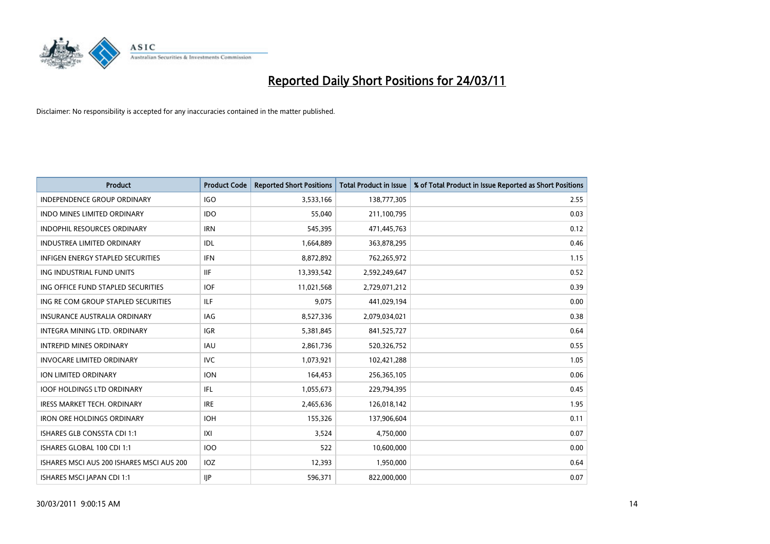# Reported Daily Short Positions for 24/03/11

Disclaimer: No responsibility is accepted for any inaccuracies contained in the matter published.

| Product | Product Code | Reported Short Positions | Total Product in Issue | % of Total Product in Issue Reported as Short Positions |
|---|---|---|---|---|
| INDEPENDENCE GROUP ORDINARY | IGO | 3,533,166 | 138,777,305 | 2.55 |
| INDO MINES LIMITED ORDINARY | IDO | 55,040 | 211,100,795 | 0.03 |
| INDOPHIL RESOURCES ORDINARY | IRN | 545,395 | 471,445,763 | 0.12 |
| INDUSTREA LIMITED ORDINARY | IDL | 1,664,889 | 363,878,295 | 0.46 |
| INFIGEN ENERGY STAPLED SECURITIES | IFN | 8,872,892 | 762,265,972 | 1.15 |
| ING INDUSTRIAL FUND UNITS | IIF | 13,393,542 | 2,592,249,647 | 0.52 |
| ING OFFICE FUND STAPLED SECURITIES | IOF | 11,021,568 | 2,729,071,212 | 0.39 |
| ING RE COM GROUP STAPLED SECURITIES | ILF | 9,075 | 441,029,194 | 0.00 |
| INSURANCE AUSTRALIA ORDINARY | IAG | 8,527,336 | 2,079,034,021 | 0.38 |
| INTEGRA MINING LTD. ORDINARY | IGR | 5,381,845 | 841,525,727 | 0.64 |
| INTREPID MINES ORDINARY | IAU | 2,861,736 | 520,326,752 | 0.55 |
| INVOCARE LIMITED ORDINARY | IVC | 1,073,921 | 102,421,288 | 1.05 |
| ION LIMITED ORDINARY | ION | 164,453 | 256,365,105 | 0.06 |
| IOOF HOLDINGS LTD ORDINARY | IFL | 1,055,673 | 229,794,395 | 0.45 |
| IRESS MARKET TECH. ORDINARY | IRE | 2,465,636 | 126,018,142 | 1.95 |
| IRON ORE HOLDINGS ORDINARY | IOH | 155,326 | 137,906,604 | 0.11 |
| ISHARES GLB CONSSTA CDI 1:1 | IXI | 3,524 | 4,750,000 | 0.07 |
| ISHARES GLOBAL 100 CDI 1:1 | IOO | 522 | 10,600,000 | 0.00 |
| ISHARES MSCI AUS 200 ISHARES MSCI AUS 200 | IOZ | 12,393 | 1,950,000 | 0.64 |
| ISHARES MSCI JAPAN CDI 1:1 | IJP | 596,371 | 822,000,000 | 0.07 |

30/03/2011 9:00:15 AM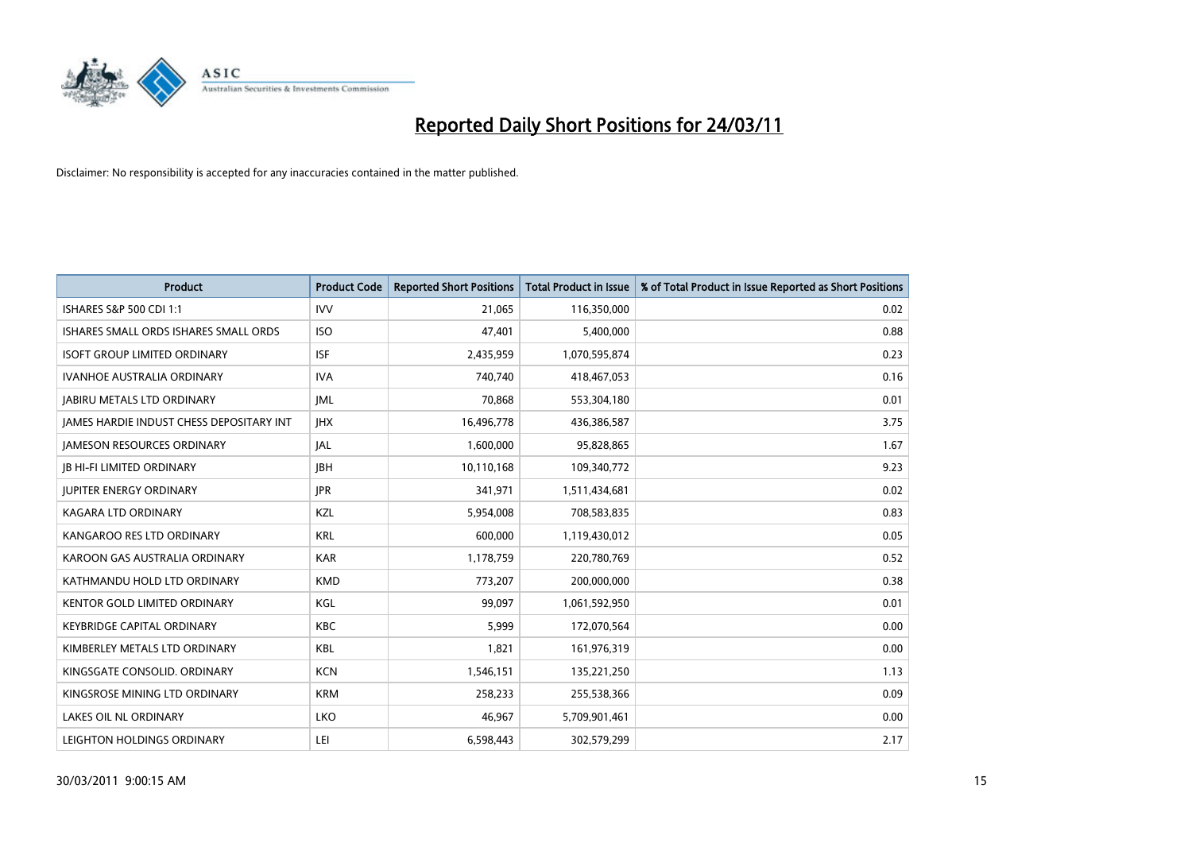# Reported Daily Short Positions for 24/03/11

Disclaimer: No responsibility is accepted for any inaccuracies contained in the matter published.

| Product | Product Code | Reported Short Positions | Total Product in Issue | % of Total Product in Issue Reported as Short Positions |
|---|---|---|---|---|
| ISHARES S&P 500 CDI 1:1 | IVV | 21,065 | 116,350,000 | 0.02 |
| ISHARES SMALL ORDS ISHARES SMALL ORDS | ISO | 47,401 | 5,400,000 | 0.88 |
| ISOFT GROUP LIMITED ORDINARY | ISF | 2,435,959 | 1,070,595,874 | 0.23 |
| IVANHOE AUSTRALIA ORDINARY | IVA | 740,740 | 418,467,053 | 0.16 |
| JABIRU METALS LTD ORDINARY | JML | 70,868 | 553,304,180 | 0.01 |
| JAMES HARDIE INDUST CHESS DEPOSITARY INT | JHX | 16,496,778 | 436,386,587 | 3.75 |
| JAMESON RESOURCES ORDINARY | JAL | 1,600,000 | 95,828,865 | 1.67 |
| JB HI-FI LIMITED ORDINARY | JBH | 10,110,168 | 109,340,772 | 9.23 |
| JUPITER ENERGY ORDINARY | JPR | 341,971 | 1,511,434,681 | 0.02 |
| KAGARA LTD ORDINARY | KZL | 5,954,008 | 708,583,835 | 0.83 |
| KANGAROO RES LTD ORDINARY | KRL | 600,000 | 1,119,430,012 | 0.05 |
| KAROON GAS AUSTRALIA ORDINARY | KAR | 1,178,759 | 220,780,769 | 0.52 |
| KATHMANDU HOLD LTD ORDINARY | KMD | 773,207 | 200,000,000 | 0.38 |
| KENTOR GOLD LIMITED ORDINARY | KGL | 99,097 | 1,061,592,950 | 0.01 |
| KEYBRIDGE CAPITAL ORDINARY | KBC | 5,999 | 172,070,564 | 0.00 |
| KIMBERLEY METALS LTD ORDINARY | KBL | 1,821 | 161,976,319 | 0.00 |
| KINGSGATE CONSOLID. ORDINARY | KCN | 1,546,151 | 135,221,250 | 1.13 |
| KINGSROSE MINING LTD ORDINARY | KRM | 258,233 | 255,538,366 | 0.09 |
| LAKES OIL NL ORDINARY | LKO | 46,967 | 5,709,901,461 | 0.00 |
| LEIGHTON HOLDINGS ORDINARY | LEI | 6,598,443 | 302,579,299 | 2.17 |

30/03/2011 9:00:15 AM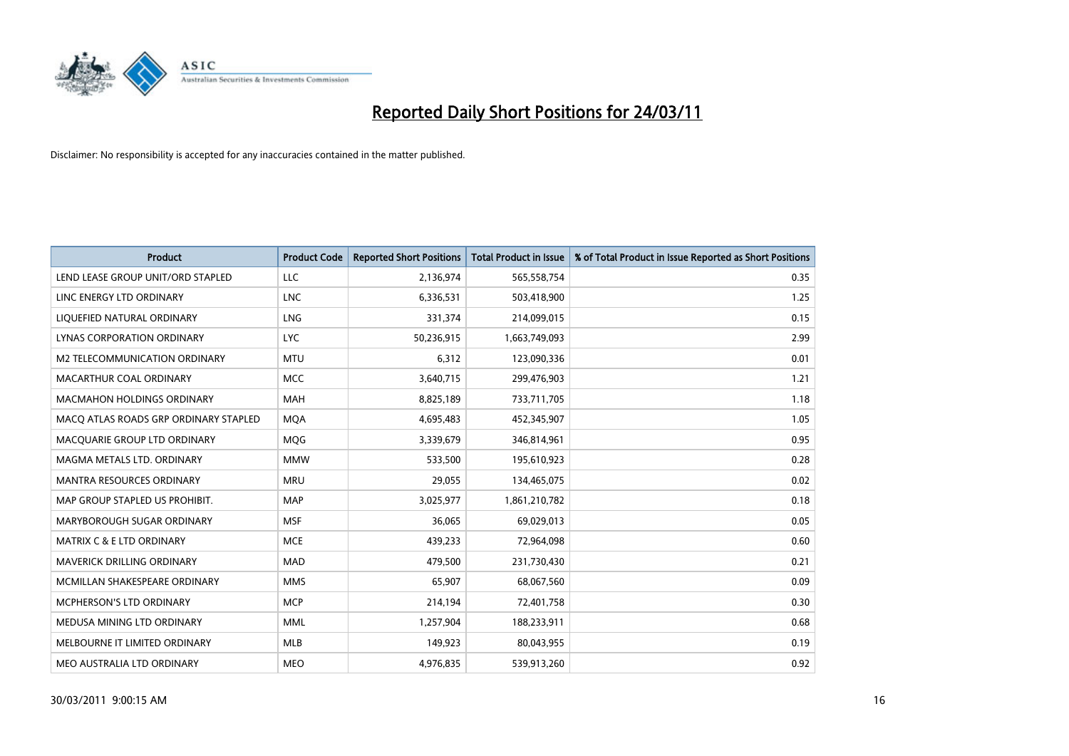# Reported Daily Short Positions for 24/03/11

Disclaimer: No responsibility is accepted for any inaccuracies contained in the matter published.

| Product | Product Code | Reported Short Positions | Total Product in Issue | % of Total Product in Issue Reported as Short Positions |
|---|---|---|---|---|
| LEND LEASE GROUP UNIT/ORD STAPLED | LLC | 2,136,974 | 565,558,754 | 0.35 |
| LINC ENERGY LTD ORDINARY | LNC | 6,336,531 | 503,418,900 | 1.25 |
| LIQUEFIED NATURAL ORDINARY | LNG | 331,374 | 214,099,015 | 0.15 |
| LYNAS CORPORATION ORDINARY | LYC | 50,236,915 | 1,663,749,093 | 2.99 |
| M2 TELECOMMUNICATION ORDINARY | MTU | 6,312 | 123,090,336 | 0.01 |
| MACARTHUR COAL ORDINARY | MCC | 3,640,715 | 299,476,903 | 1.21 |
| MACMAHON HOLDINGS ORDINARY | MAH | 8,825,189 | 733,711,705 | 1.18 |
| MACQ ATLAS ROADS GRP ORDINARY STAPLED | MQA | 4,695,483 | 452,345,907 | 1.05 |
| MACQUARIE GROUP LTD ORDINARY | MQG | 3,339,679 | 346,814,961 | 0.95 |
| MAGMA METALS LTD. ORDINARY | MMW | 533,500 | 195,610,923 | 0.28 |
| MANTRA RESOURCES ORDINARY | MRU | 29,055 | 134,465,075 | 0.02 |
| MAP GROUP STAPLED US PROHIBIT. | MAP | 3,025,977 | 1,861,210,782 | 0.18 |
| MARYBOROUGH SUGAR ORDINARY | MSF | 36,065 | 69,029,013 | 0.05 |
| MATRIX C & E LTD ORDINARY | MCE | 439,233 | 72,964,098 | 0.60 |
| MAVERICK DRILLING ORDINARY | MAD | 479,500 | 231,730,430 | 0.21 |
| MCMILLAN SHAKESPEARE ORDINARY | MMS | 65,907 | 68,067,560 | 0.09 |
| MCPHERSON'S LTD ORDINARY | MCP | 214,194 | 72,401,758 | 0.30 |
| MEDUSA MINING LTD ORDINARY | MML | 1,257,904 | 188,233,911 | 0.68 |
| MELBOURNE IT LIMITED ORDINARY | MLB | 149,923 | 80,043,955 | 0.19 |
| MEO AUSTRALIA LTD ORDINARY | MEO | 4,976,835 | 539,913,260 | 0.92 |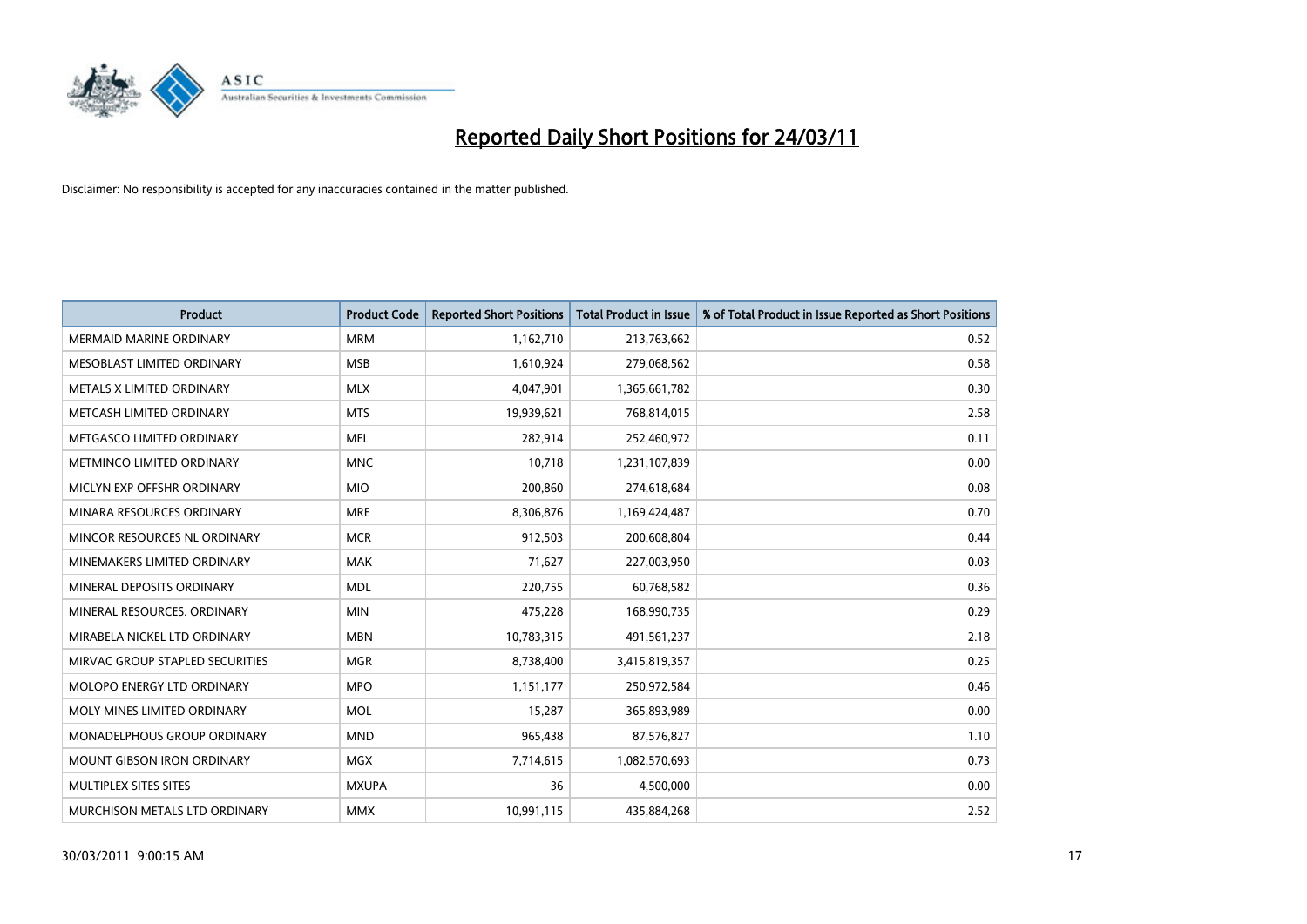# Reported Daily Short Positions for 24/03/11

Disclaimer: No responsibility is accepted for any inaccuracies contained in the matter published.

| Product | Product Code | Reported Short Positions | Total Product in Issue | % of Total Product in Issue Reported as Short Positions |
|---|---|---|---|---|
| MERMAID MARINE ORDINARY | MRM | 1,162,710 | 213,763,662 | 0.52 |
| MESOBLAST LIMITED ORDINARY | MSB | 1,610,924 | 279,068,562 | 0.58 |
| METALS X LIMITED ORDINARY | MLX | 4,047,901 | 1,365,661,782 | 0.30 |
| METCASH LIMITED ORDINARY | MTS | 19,939,621 | 768,814,015 | 2.58 |
| METGASCO LIMITED ORDINARY | MEL | 282,914 | 252,460,972 | 0.11 |
| METMINCO LIMITED ORDINARY | MNC | 10,718 | 1,231,107,839 | 0.00 |
| MICLYN EXP OFFSHR ORDINARY | MIO | 200,860 | 274,618,684 | 0.08 |
| MINARA RESOURCES ORDINARY | MRE | 8,306,876 | 1,169,424,487 | 0.70 |
| MINCOR RESOURCES NL ORDINARY | MCR | 912,503 | 200,608,804 | 0.44 |
| MINEMAKERS LIMITED ORDINARY | MAK | 71,627 | 227,003,950 | 0.03 |
| MINERAL DEPOSITS ORDINARY | MDL | 220,755 | 60,768,582 | 0.36 |
| MINERAL RESOURCES. ORDINARY | MIN | 475,228 | 168,990,735 | 0.29 |
| MIRABELA NICKEL LTD ORDINARY | MBN | 10,783,315 | 491,561,237 | 2.18 |
| MIRVAC GROUP STAPLED SECURITIES | MGR | 8,738,400 | 3,415,819,357 | 0.25 |
| MOLOPO ENERGY LTD ORDINARY | MPO | 1,151,177 | 250,972,584 | 0.46 |
| MOLY MINES LIMITED ORDINARY | MOL | 15,287 | 365,893,989 | 0.00 |
| MONADELPHOUS GROUP ORDINARY | MND | 965,438 | 87,576,827 | 1.10 |
| MOUNT GIBSON IRON ORDINARY | MGX | 7,714,615 | 1,082,570,693 | 0.73 |
| MULTIPLEX SITES SITES | MXUPA | 36 | 4,500,000 | 0.00 |
| MURCHISON METALS LTD ORDINARY | MMX | 10,991,115 | 435,884,268 | 2.52 |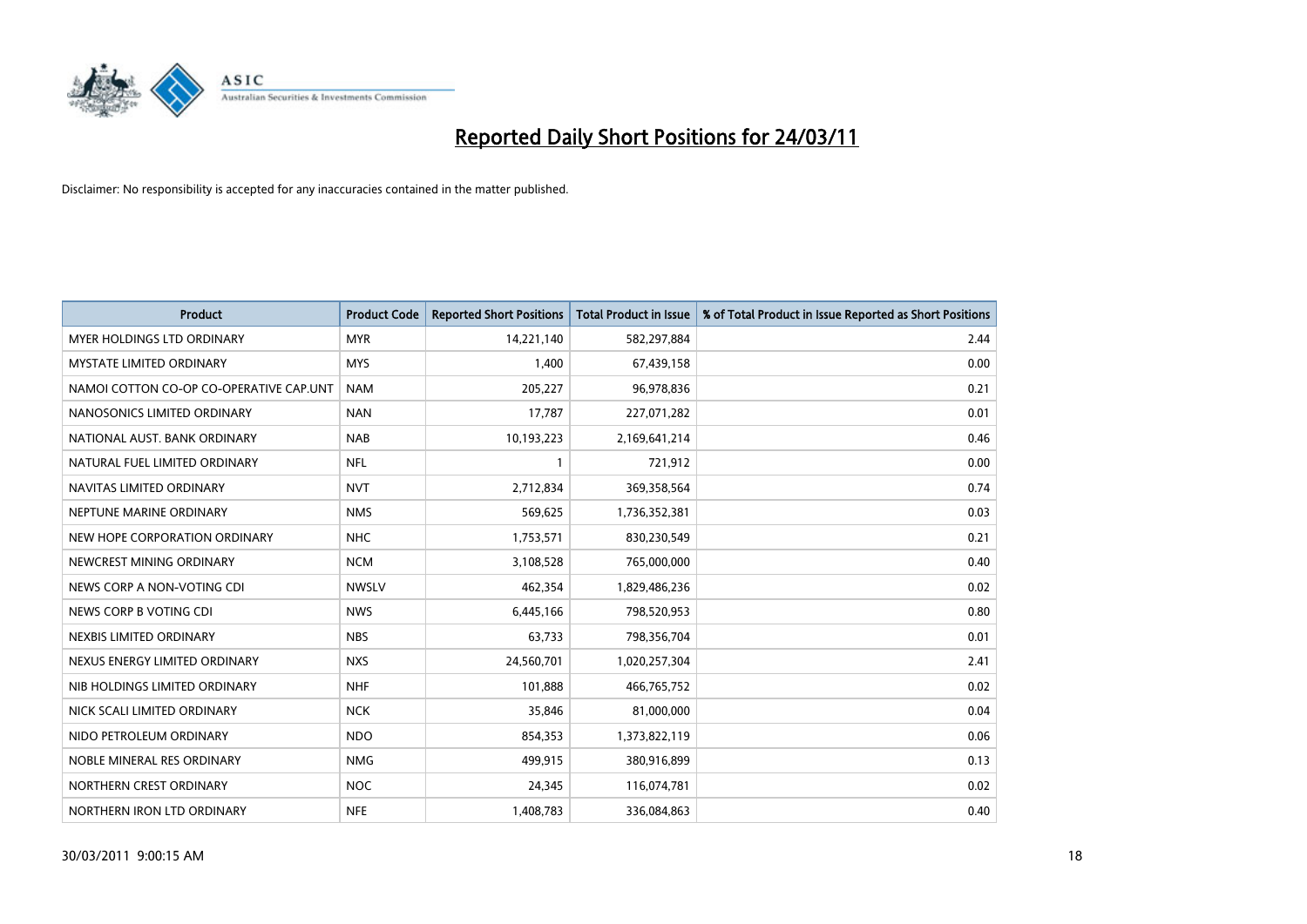# Reported Daily Short Positions for 24/03/11

Disclaimer: No responsibility is accepted for any inaccuracies contained in the matter published.

| Product | Product Code | Reported Short Positions | Total Product in Issue | % of Total Product in Issue Reported as Short Positions |
|---|---|---|---|---|
| MYER HOLDINGS LTD ORDINARY | MYR | 14,221,140 | 582,297,884 | 2.44 |
| MYSTATE LIMITED ORDINARY | MYS | 1,400 | 67,439,158 | 0.00 |
| NAMOI COTTON CO-OP CO-OPERATIVE CAP.UNT | NAM | 205,227 | 96,978,836 | 0.21 |
| NANOSONICS LIMITED ORDINARY | NAN | 17,787 | 227,071,282 | 0.01 |
| NATIONAL AUST. BANK ORDINARY | NAB | 10,193,223 | 2,169,641,214 | 0.46 |
| NATURAL FUEL LIMITED ORDINARY | NFL | 1 | 721,912 | 0.00 |
| NAVITAS LIMITED ORDINARY | NVT | 2,712,834 | 369,358,564 | 0.74 |
| NEPTUNE MARINE ORDINARY | NMS | 569,625 | 1,736,352,381 | 0.03 |
| NEW HOPE CORPORATION ORDINARY | NHC | 1,753,571 | 830,230,549 | 0.21 |
| NEWCREST MINING ORDINARY | NCM | 3,108,528 | 765,000,000 | 0.40 |
| NEWS CORP A NON-VOTING CDI | NWSLV | 462,354 | 1,829,486,236 | 0.02 |
| NEWS CORP B VOTING CDI | NWS | 6,445,166 | 798,520,953 | 0.80 |
| NEXBIS LIMITED ORDINARY | NBS | 63,733 | 798,356,704 | 0.01 |
| NEXUS ENERGY LIMITED ORDINARY | NXS | 24,560,701 | 1,020,257,304 | 2.41 |
| NIB HOLDINGS LIMITED ORDINARY | NHF | 101,888 | 466,765,752 | 0.02 |
| NICK SCALI LIMITED ORDINARY | NCK | 35,846 | 81,000,000 | 0.04 |
| NIDO PETROLEUM ORDINARY | NDO | 854,353 | 1,373,822,119 | 0.06 |
| NOBLE MINERAL RES ORDINARY | NMG | 499,915 | 380,916,899 | 0.13 |
| NORTHERN CREST ORDINARY | NOC | 24,345 | 116,074,781 | 0.02 |
| NORTHERN IRON LTD ORDINARY | NFE | 1,408,783 | 336,084,863 | 0.40 |

30/03/2011 9:00:15 AM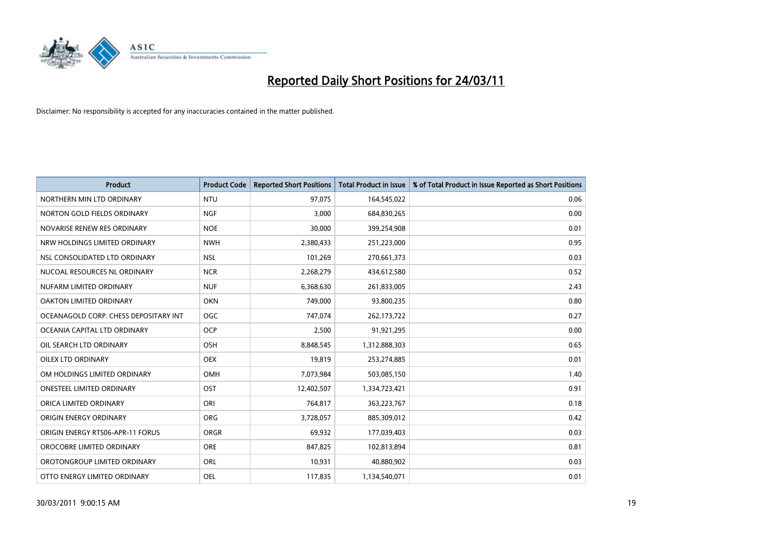# Reported Daily Short Positions for 24/03/11

Disclaimer: No responsibility is accepted for any inaccuracies contained in the matter published.

| Product | Product Code | Reported Short Positions | Total Product in Issue | % of Total Product in Issue Reported as Short Positions |
|---|---|---|---|---|
| NORTHERN MIN LTD ORDINARY | NTU | 97,075 | 164,545,022 | 0.06 |
| NORTON GOLD FIELDS ORDINARY | NGF | 3,000 | 684,830,265 | 0.00 |
| NOVARISE RENEW RES ORDINARY | NOE | 30,000 | 399,254,908 | 0.01 |
| NRW HOLDINGS LIMITED ORDINARY | NWH | 2,380,433 | 251,223,000 | 0.95 |
| NSL CONSOLIDATED LTD ORDINARY | NSL | 101,269 | 270,661,373 | 0.03 |
| NUCOAL RESOURCES NL ORDINARY | NCR | 2,268,279 | 434,612,580 | 0.52 |
| NUFARM LIMITED ORDINARY | NUF | 6,368,630 | 261,833,005 | 2.43 |
| OAKTON LIMITED ORDINARY | OKN | 749,000 | 93,800,235 | 0.80 |
| OCEANAGOLD CORP. CHESS DEPOSITARY INT | OGC | 747,074 | 262,173,722 | 0.27 |
| OCEANIA CAPITAL LTD ORDINARY | OCP | 2,500 | 91,921,295 | 0.00 |
| OIL SEARCH LTD ORDINARY | OSH | 8,848,545 | 1,312,888,303 | 0.65 |
| OILEX LTD ORDINARY | OEX | 19,819 | 253,274,885 | 0.01 |
| OM HOLDINGS LIMITED ORDINARY | OMH | 7,073,984 | 503,085,150 | 1.40 |
| ONESTEEL LIMITED ORDINARY | OST | 12,402,507 | 1,334,723,421 | 0.91 |
| ORICA LIMITED ORDINARY | ORI | 764,817 | 363,223,767 | 0.18 |
| ORIGIN ENERGY ORDINARY | ORG | 3,728,057 | 885,309,012 | 0.42 |
| ORIGIN ENERGY RTS06-APR-11 FORUS | ORGR | 69,932 | 177,039,403 | 0.03 |
| OROCOBRE LIMITED ORDINARY | ORE | 847,825 | 102,813,894 | 0.81 |
| OROTONGROUP LIMITED ORDINARY | ORL | 10,931 | 40,880,902 | 0.03 |
| OTTO ENERGY LIMITED ORDINARY | OEL | 117,835 | 1,134,540,071 | 0.01 |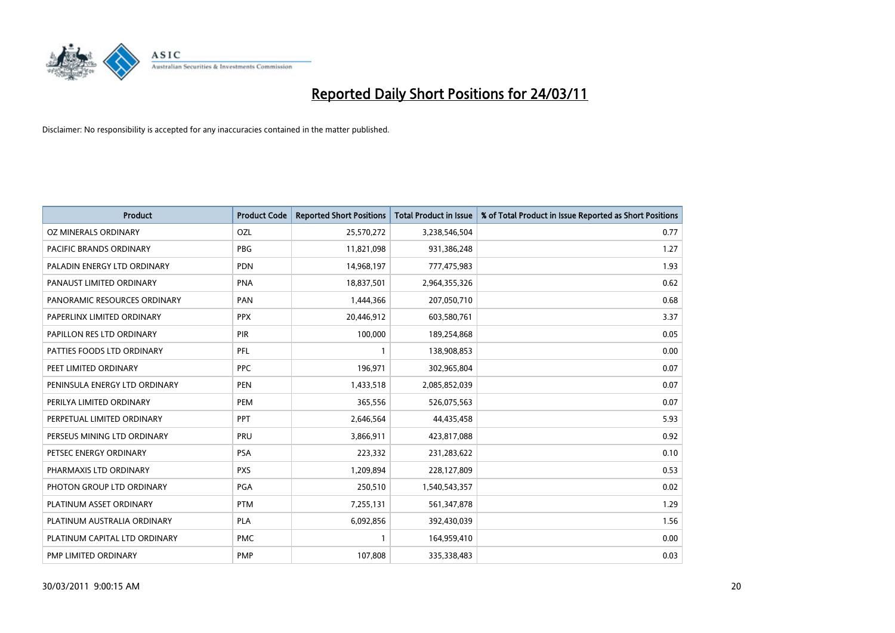# Reported Daily Short Positions for 24/03/11

Disclaimer: No responsibility is accepted for any inaccuracies contained in the matter published.

| Product | Product Code | Reported Short Positions | Total Product in Issue | % of Total Product in Issue Reported as Short Positions |
|---|---|---|---|---|
| OZ MINERALS ORDINARY | OZL | 25,570,272 | 3,238,546,504 | 0.77 |
| PACIFIC BRANDS ORDINARY | PBG | 11,821,098 | 931,386,248 | 1.27 |
| PALADIN ENERGY LTD ORDINARY | PDN | 14,968,197 | 777,475,983 | 1.93 |
| PANAUST LIMITED ORDINARY | PNA | 18,837,501 | 2,964,355,326 | 0.62 |
| PANORAMIC RESOURCES ORDINARY | PAN | 1,444,366 | 207,050,710 | 0.68 |
| PAPERLINX LIMITED ORDINARY | PPX | 20,446,912 | 603,580,761 | 3.37 |
| PAPILLON RES LTD ORDINARY | PIR | 100,000 | 189,254,868 | 0.05 |
| PATTIES FOODS LTD ORDINARY | PFL | 1 | 138,908,853 | 0.00 |
| PEET LIMITED ORDINARY | PPC | 196,971 | 302,965,804 | 0.07 |
| PENINSULA ENERGY LTD ORDINARY | PEN | 1,433,518 | 2,085,852,039 | 0.07 |
| PERILYA LIMITED ORDINARY | PEM | 365,556 | 526,075,563 | 0.07 |
| PERPETUAL LIMITED ORDINARY | PPT | 2,646,564 | 44,435,458 | 5.93 |
| PERSEUS MINING LTD ORDINARY | PRU | 3,866,911 | 423,817,088 | 0.92 |
| PETSEC ENERGY ORDINARY | PSA | 223,332 | 231,283,622 | 0.10 |
| PHARMAXIS LTD ORDINARY | PXS | 1,209,894 | 228,127,809 | 0.53 |
| PHOTON GROUP LTD ORDINARY | PGA | 250,510 | 1,540,543,357 | 0.02 |
| PLATINUM ASSET ORDINARY | PTM | 7,255,131 | 561,347,878 | 1.29 |
| PLATINUM AUSTRALIA ORDINARY | PLA | 6,092,856 | 392,430,039 | 1.56 |
| PLATINUM CAPITAL LTD ORDINARY | PMC | 1 | 164,959,410 | 0.00 |
| PMP LIMITED ORDINARY | PMP | 107,808 | 335,338,483 | 0.03 |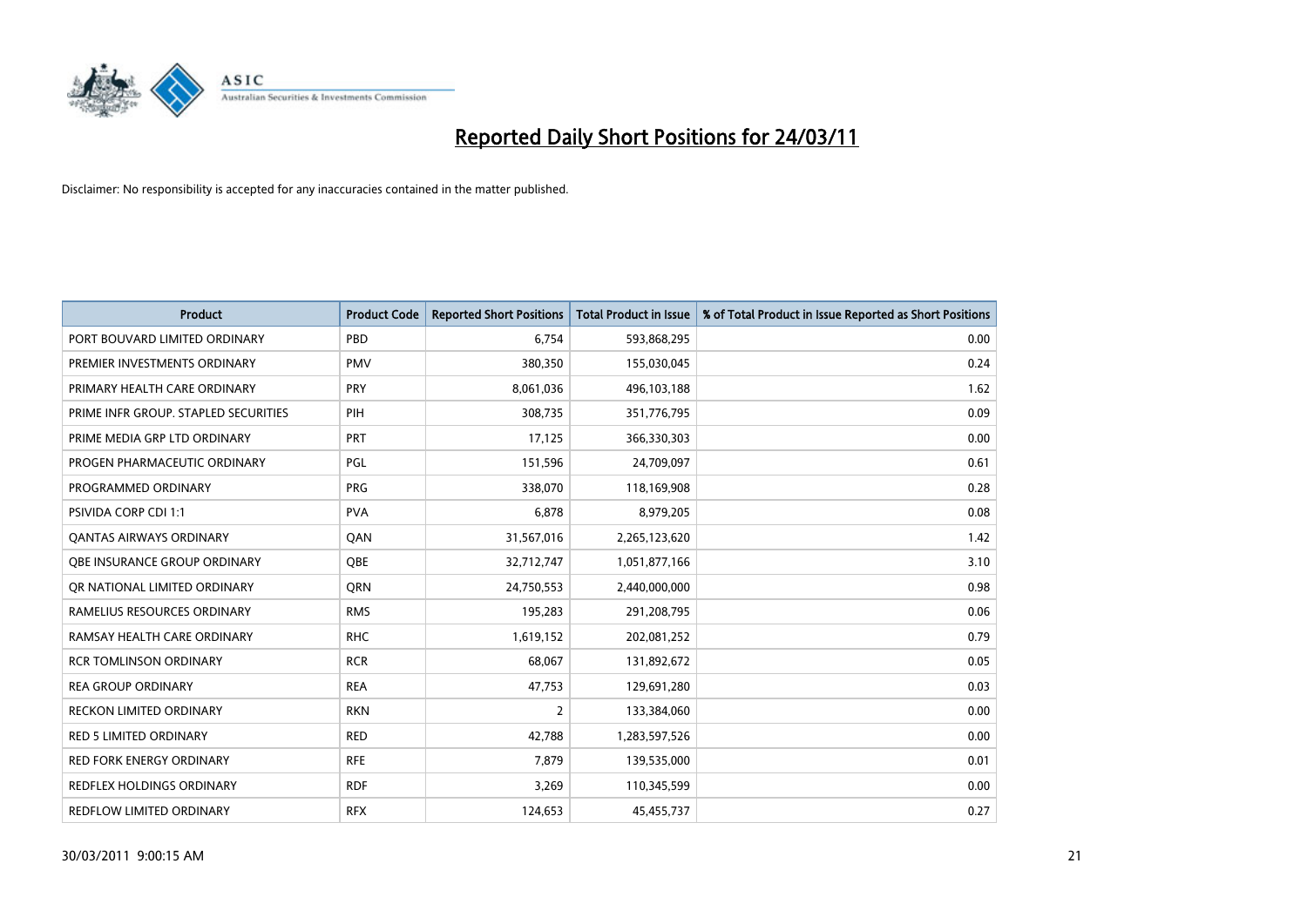# Reported Daily Short Positions for 24/03/11

Disclaimer: No responsibility is accepted for any inaccuracies contained in the matter published.

| Product | Product Code | Reported Short Positions | Total Product in Issue | % of Total Product in Issue Reported as Short Positions |
|---|---|---|---|---|
| PORT BOUVARD LIMITED ORDINARY | PBD | 6,754 | 593,868,295 | 0.00 |
| PREMIER INVESTMENTS ORDINARY | PMV | 380,350 | 155,030,045 | 0.24 |
| PRIMARY HEALTH CARE ORDINARY | PRY | 8,061,036 | 496,103,188 | 1.62 |
| PRIME INFR GROUP. STAPLED SECURITIES | PIH | 308,735 | 351,776,795 | 0.09 |
| PRIME MEDIA GRP LTD ORDINARY | PRT | 17,125 | 366,330,303 | 0.00 |
| PROGEN PHARMACEUTIC ORDINARY | PGL | 151,596 | 24,709,097 | 0.61 |
| PROGRAMMED ORDINARY | PRG | 338,070 | 118,169,908 | 0.28 |
| PSIVIDA CORP CDI 1:1 | PVA | 6,878 | 8,979,205 | 0.08 |
| QANTAS AIRWAYS ORDINARY | QAN | 31,567,016 | 2,265,123,620 | 1.42 |
| QBE INSURANCE GROUP ORDINARY | QBE | 32,712,747 | 1,051,877,166 | 3.10 |
| QR NATIONAL LIMITED ORDINARY | QRN | 24,750,553 | 2,440,000,000 | 0.98 |
| RAMELIUS RESOURCES ORDINARY | RMS | 195,283 | 291,208,795 | 0.06 |
| RAMSAY HEALTH CARE ORDINARY | RHC | 1,619,152 | 202,081,252 | 0.79 |
| RCR TOMLINSON ORDINARY | RCR | 68,067 | 131,892,672 | 0.05 |
| REA GROUP ORDINARY | REA | 47,753 | 129,691,280 | 0.03 |
| RECKON LIMITED ORDINARY | RKN | 2 | 133,384,060 | 0.00 |
| RED 5 LIMITED ORDINARY | RED | 42,788 | 1,283,597,526 | 0.00 |
| RED FORK ENERGY ORDINARY | RFE | 7,879 | 139,535,000 | 0.01 |
| REDFLEX HOLDINGS ORDINARY | RDF | 3,269 | 110,345,599 | 0.00 |
| REDFLOW LIMITED ORDINARY | RFX | 124,653 | 45,455,737 | 0.27 |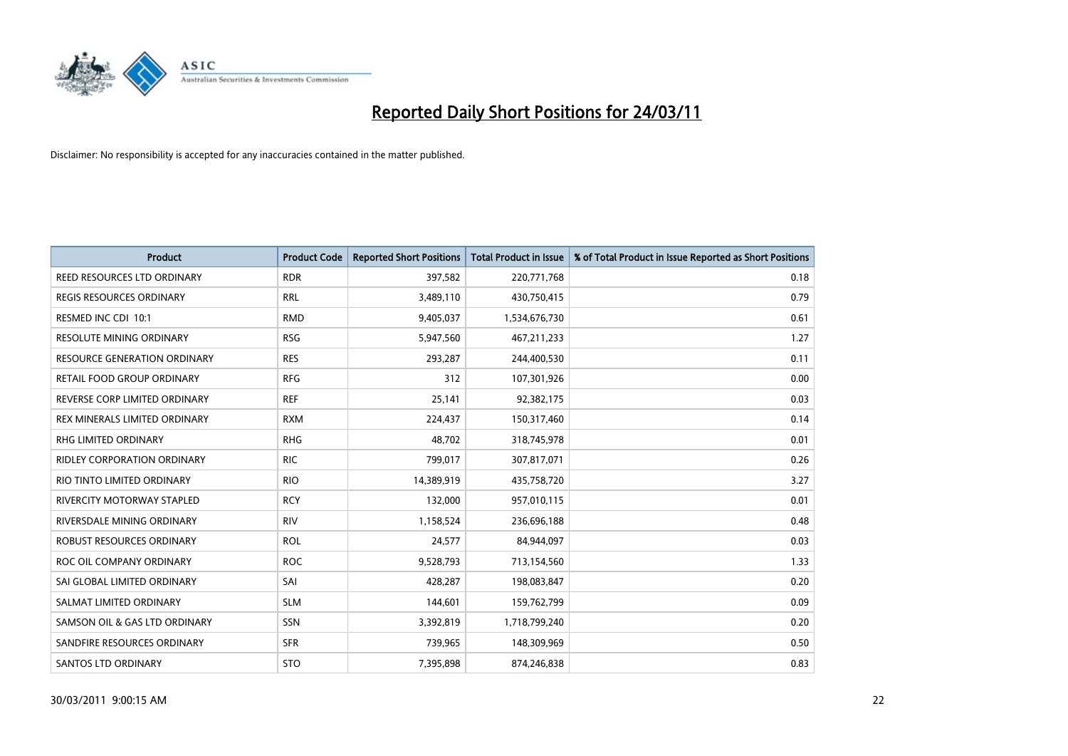# Reported Daily Short Positions for 24/03/11

Disclaimer: No responsibility is accepted for any inaccuracies contained in the matter published.

| Product | Product Code | Reported Short Positions | Total Product in Issue | % of Total Product in Issue Reported as Short Positions |
|---|---|---|---|---|
| REED RESOURCES LTD ORDINARY | RDR | 397,582 | 220,771,768 | 0.18 |
| REGIS RESOURCES ORDINARY | RRL | 3,489,110 | 430,750,415 | 0.79 |
| RESMED INC CDI 10:1 | RMD | 9,405,037 | 1,534,676,730 | 0.61 |
| RESOLUTE MINING ORDINARY | RSG | 5,947,560 | 467,211,233 | 1.27 |
| RESOURCE GENERATION ORDINARY | RES | 293,287 | 244,400,530 | 0.11 |
| RETAIL FOOD GROUP ORDINARY | RFG | 312 | 107,301,926 | 0.00 |
| REVERSE CORP LIMITED ORDINARY | REF | 25,141 | 92,382,175 | 0.03 |
| REX MINERALS LIMITED ORDINARY | RXM | 224,437 | 150,317,460 | 0.14 |
| RHG LIMITED ORDINARY | RHG | 48,702 | 318,745,978 | 0.01 |
| RIDLEY CORPORATION ORDINARY | RIC | 799,017 | 307,817,071 | 0.26 |
| RIO TINTO LIMITED ORDINARY | RIO | 14,389,919 | 435,758,720 | 3.27 |
| RIVERCITY MOTORWAY STAPLED | RCY | 132,000 | 957,010,115 | 0.01 |
| RIVERSDALE MINING ORDINARY | RIV | 1,158,524 | 236,696,188 | 0.48 |
| ROBUST RESOURCES ORDINARY | ROL | 24,577 | 84,944,097 | 0.03 |
| ROC OIL COMPANY ORDINARY | ROC | 9,528,793 | 713,154,560 | 1.33 |
| SAI GLOBAL LIMITED ORDINARY | SAI | 428,287 | 198,083,847 | 0.20 |
| SALMAT LIMITED ORDINARY | SLM | 144,601 | 159,762,799 | 0.09 |
| SAMSON OIL & GAS LTD ORDINARY | SSN | 3,392,819 | 1,718,799,240 | 0.20 |
| SANDFIRE RESOURCES ORDINARY | SFR | 739,965 | 148,309,969 | 0.50 |
| SANTOS LTD ORDINARY | STO | 7,395,898 | 874,246,838 | 0.83 |

30/03/2011 9:00:15 AM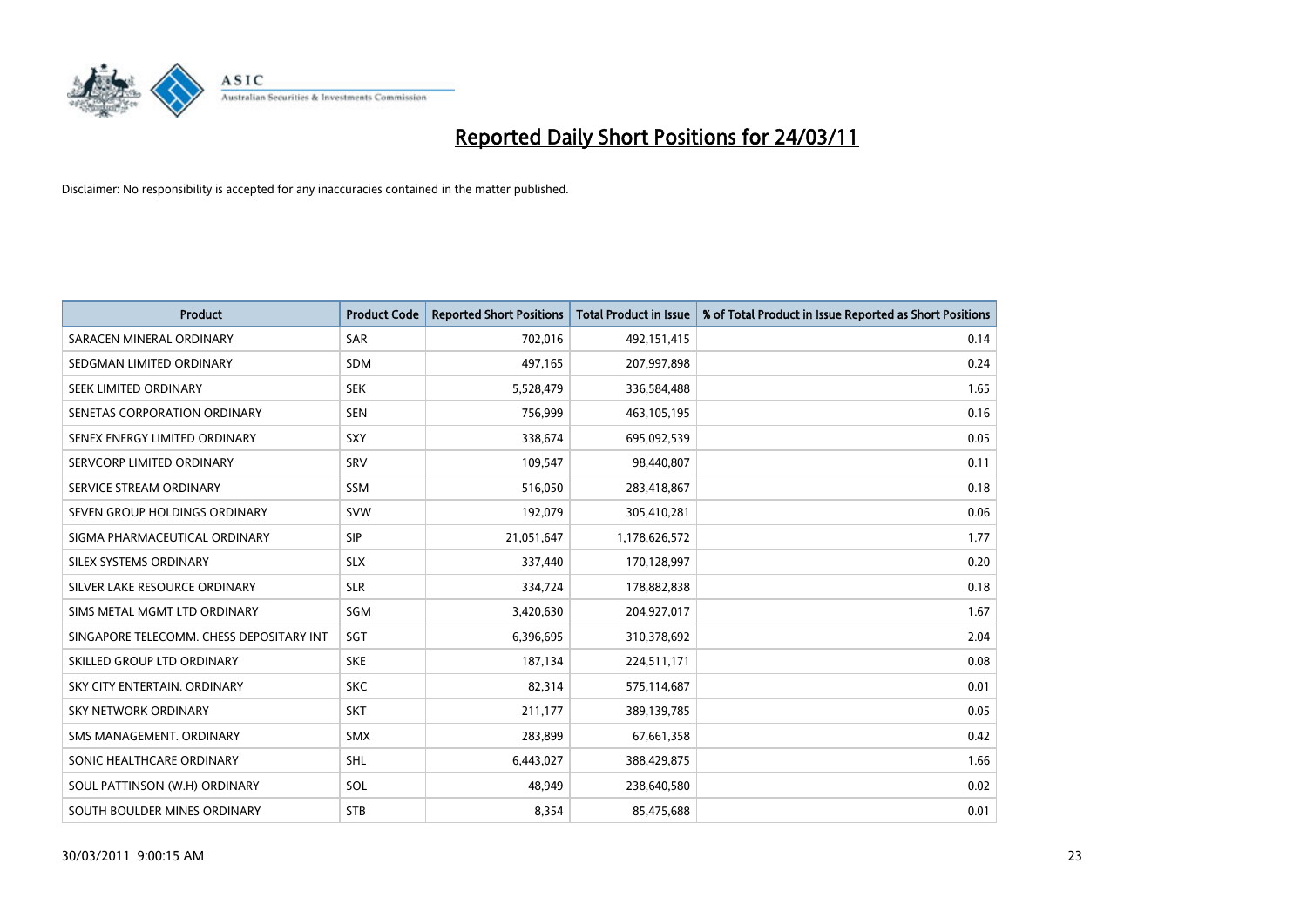# Reported Daily Short Positions for 24/03/11

Disclaimer: No responsibility is accepted for any inaccuracies contained in the matter published.

| Product | Product Code | Reported Short Positions | Total Product in Issue | % of Total Product in Issue Reported as Short Positions |
|---|---|---|---|---|
| SARACEN MINERAL ORDINARY | SAR | 702,016 | 492,151,415 | 0.14 |
| SEDGMAN LIMITED ORDINARY | SDM | 497,165 | 207,997,898 | 0.24 |
| SEEK LIMITED ORDINARY | SEK | 5,528,479 | 336,584,488 | 1.65 |
| SENETAS CORPORATION ORDINARY | SEN | 756,999 | 463,105,195 | 0.16 |
| SENEX ENERGY LIMITED ORDINARY | SXY | 338,674 | 695,092,539 | 0.05 |
| SERVCORP LIMITED ORDINARY | SRV | 109,547 | 98,440,807 | 0.11 |
| SERVICE STREAM ORDINARY | SSM | 516,050 | 283,418,867 | 0.18 |
| SEVEN GROUP HOLDINGS ORDINARY | SVW | 192,079 | 305,410,281 | 0.06 |
| SIGMA PHARMACEUTICAL ORDINARY | SIP | 21,051,647 | 1,178,626,572 | 1.77 |
| SILEX SYSTEMS ORDINARY | SLX | 337,440 | 170,128,997 | 0.20 |
| SILVER LAKE RESOURCE ORDINARY | SLR | 334,724 | 178,882,838 | 0.18 |
| SIMS METAL MGMT LTD ORDINARY | SGM | 3,420,630 | 204,927,017 | 1.67 |
| SINGAPORE TELECOMM. CHESS DEPOSITARY INT | SGT | 6,396,695 | 310,378,692 | 2.04 |
| SKILLED GROUP LTD ORDINARY | SKE | 187,134 | 224,511,171 | 0.08 |
| SKY CITY ENTERTAIN. ORDINARY | SKC | 82,314 | 575,114,687 | 0.01 |
| SKY NETWORK ORDINARY | SKT | 211,177 | 389,139,785 | 0.05 |
| SMS MANAGEMENT. ORDINARY | SMX | 283,899 | 67,661,358 | 0.42 |
| SONIC HEALTHCARE ORDINARY | SHL | 6,443,027 | 388,429,875 | 1.66 |
| SOUL PATTINSON (W.H) ORDINARY | SOL | 48,949 | 238,640,580 | 0.02 |
| SOUTH BOULDER MINES ORDINARY | STB | 8,354 | 85,475,688 | 0.01 |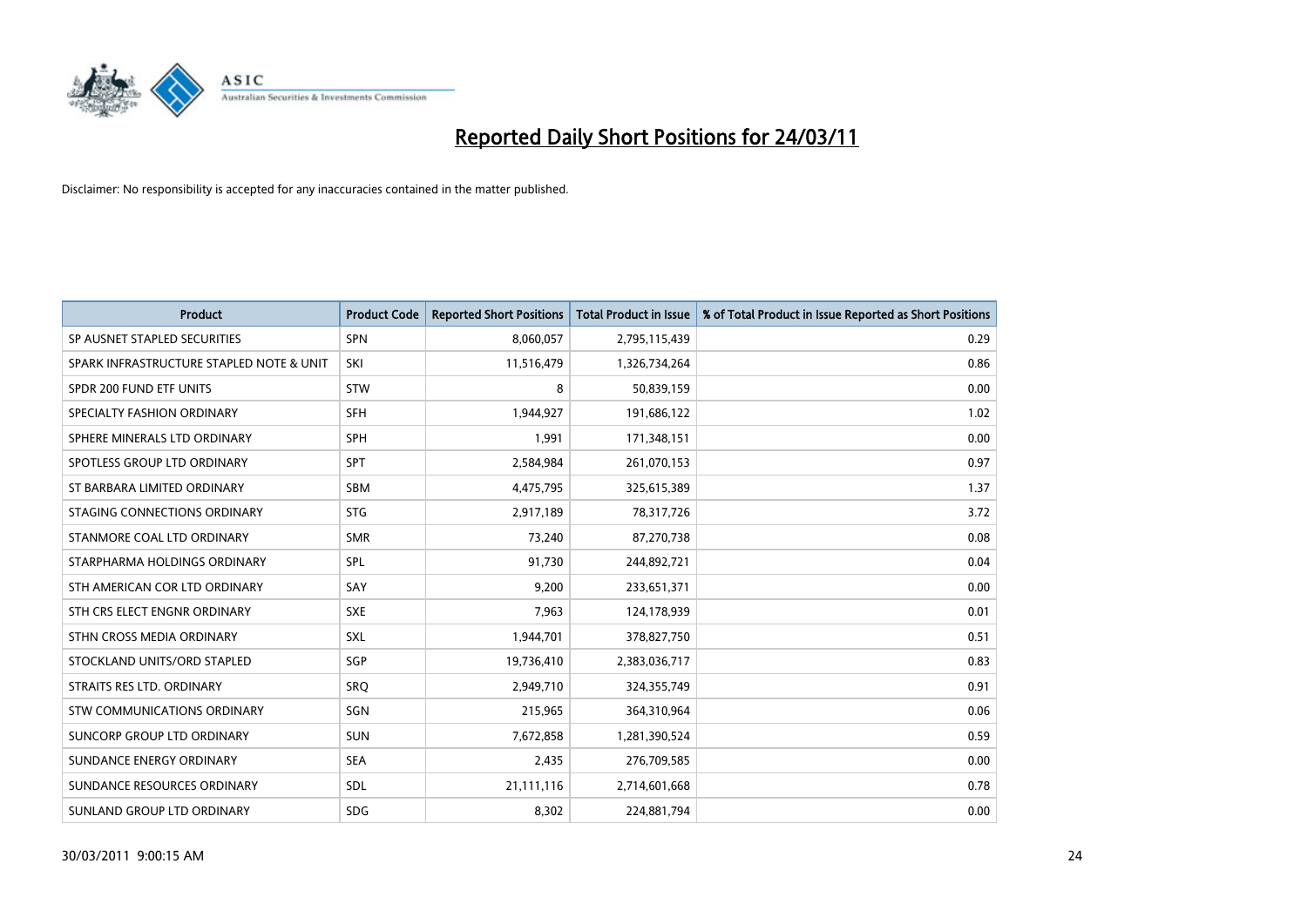# Reported Daily Short Positions for 24/03/11

Disclaimer: No responsibility is accepted for any inaccuracies contained in the matter published.

| Product | Product Code | Reported Short Positions | Total Product in Issue | % of Total Product in Issue Reported as Short Positions |
|---|---|---|---|---|
| SP AUSNET STAPLED SECURITIES | SPN | 8,060,057 | 2,795,115,439 | 0.29 |
| SPARK INFRASTRUCTURE STAPLED NOTE & UNIT | SKI | 11,516,479 | 1,326,734,264 | 0.86 |
| SPDR 200 FUND ETF UNITS | STW | 8 | 50,839,159 | 0.00 |
| SPECIALTY FASHION ORDINARY | SFH | 1,944,927 | 191,686,122 | 1.02 |
| SPHERE MINERALS LTD ORDINARY | SPH | 1,991 | 171,348,151 | 0.00 |
| SPOTLESS GROUP LTD ORDINARY | SPT | 2,584,984 | 261,070,153 | 0.97 |
| ST BARBARA LIMITED ORDINARY | SBM | 4,475,795 | 325,615,389 | 1.37 |
| STAGING CONNECTIONS ORDINARY | STG | 2,917,189 | 78,317,726 | 3.72 |
| STANMORE COAL LTD ORDINARY | SMR | 73,240 | 87,270,738 | 0.08 |
| STARPHARMA HOLDINGS ORDINARY | SPL | 91,730 | 244,892,721 | 0.04 |
| STH AMERICAN COR LTD ORDINARY | SAY | 9,200 | 233,651,371 | 0.00 |
| STH CRS ELECT ENGNR ORDINARY | SXE | 7,963 | 124,178,939 | 0.01 |
| STHN CROSS MEDIA ORDINARY | SXL | 1,944,701 | 378,827,750 | 0.51 |
| STOCKLAND UNITS/ORD STAPLED | SGP | 19,736,410 | 2,383,036,717 | 0.83 |
| STRAITS RES LTD. ORDINARY | SRQ | 2,949,710 | 324,355,749 | 0.91 |
| STW COMMUNICATIONS ORDINARY | SGN | 215,965 | 364,310,964 | 0.06 |
| SUNCORP GROUP LTD ORDINARY | SUN | 7,672,858 | 1,281,390,524 | 0.59 |
| SUNDANCE ENERGY ORDINARY | SEA | 2,435 | 276,709,585 | 0.00 |
| SUNDANCE RESOURCES ORDINARY | SDL | 21,111,116 | 2,714,601,668 | 0.78 |
| SUNLAND GROUP LTD ORDINARY | SDG | 8,302 | 224,881,794 | 0.00 |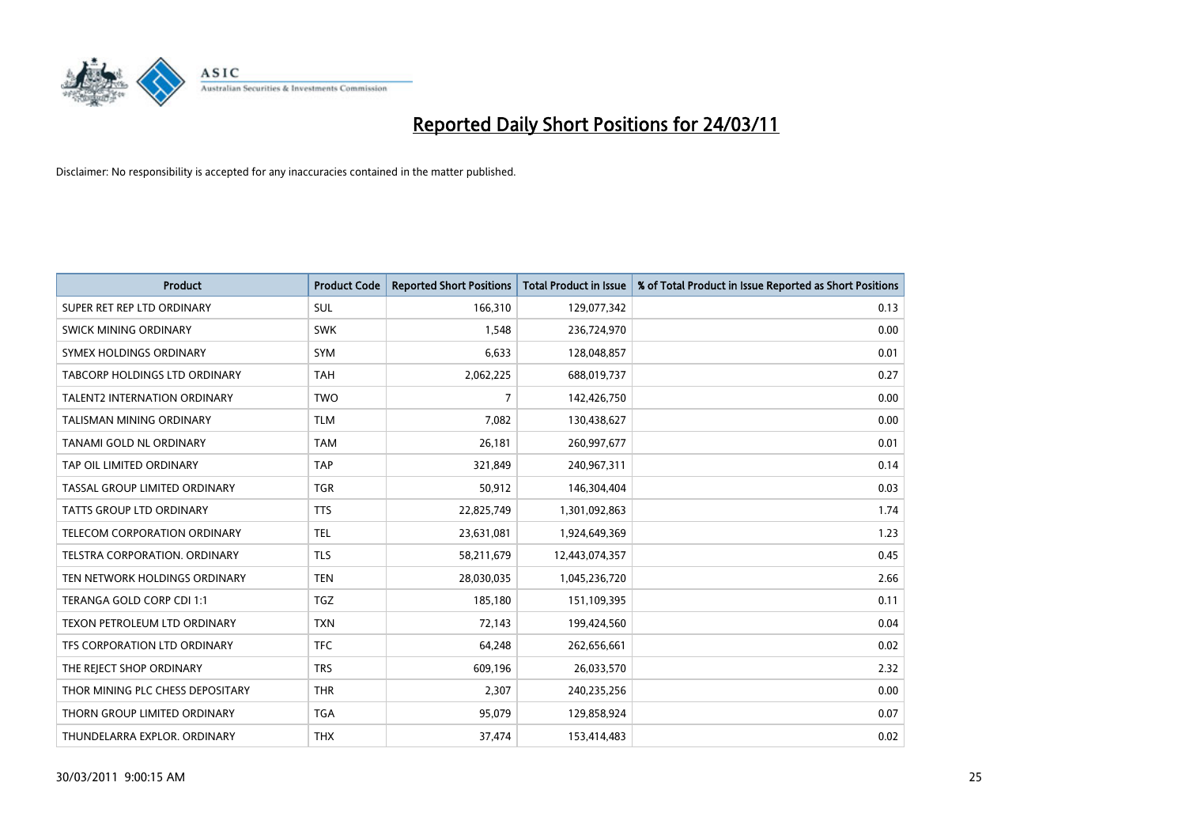# Reported Daily Short Positions for 24/03/11

Disclaimer: No responsibility is accepted for any inaccuracies contained in the matter published.

| Product | Product Code | Reported Short Positions | Total Product in Issue | % of Total Product in Issue Reported as Short Positions |
|---|---|---|---|---|
| SUPER RET REP LTD ORDINARY | SUL | 166,310 | 129,077,342 | 0.13 |
| SWICK MINING ORDINARY | SWK | 1,548 | 236,724,970 | 0.00 |
| SYMEX HOLDINGS ORDINARY | SYM | 6,633 | 128,048,857 | 0.01 |
| TABCORP HOLDINGS LTD ORDINARY | TAH | 2,062,225 | 688,019,737 | 0.27 |
| TALENT2 INTERNATION ORDINARY | TWO | 7 | 142,426,750 | 0.00 |
| TALISMAN MINING ORDINARY | TLM | 7,082 | 130,438,627 | 0.00 |
| TANAMI GOLD NL ORDINARY | TAM | 26,181 | 260,997,677 | 0.01 |
| TAP OIL LIMITED ORDINARY | TAP | 321,849 | 240,967,311 | 0.14 |
| TASSAL GROUP LIMITED ORDINARY | TGR | 50,912 | 146,304,404 | 0.03 |
| TATTS GROUP LTD ORDINARY | TTS | 22,825,749 | 1,301,092,863 | 1.74 |
| TELECOM CORPORATION ORDINARY | TEL | 23,631,081 | 1,924,649,369 | 1.23 |
| TELSTRA CORPORATION. ORDINARY | TLS | 58,211,679 | 12,443,074,357 | 0.45 |
| TEN NETWORK HOLDINGS ORDINARY | TEN | 28,030,035 | 1,045,236,720 | 2.66 |
| TERANGA GOLD CORP CDI 1:1 | TGZ | 185,180 | 151,109,395 | 0.11 |
| TEXON PETROLEUM LTD ORDINARY | TXN | 72,143 | 199,424,560 | 0.04 |
| TFS CORPORATION LTD ORDINARY | TFC | 64,248 | 262,656,661 | 0.02 |
| THE REJECT SHOP ORDINARY | TRS | 609,196 | 26,033,570 | 2.32 |
| THOR MINING PLC CHESS DEPOSITARY | THR | 2,307 | 240,235,256 | 0.00 |
| THORN GROUP LIMITED ORDINARY | TGA | 95,079 | 129,858,924 | 0.07 |
| THUNDELARRA EXPLOR. ORDINARY | THX | 37,474 | 153,414,483 | 0.02 |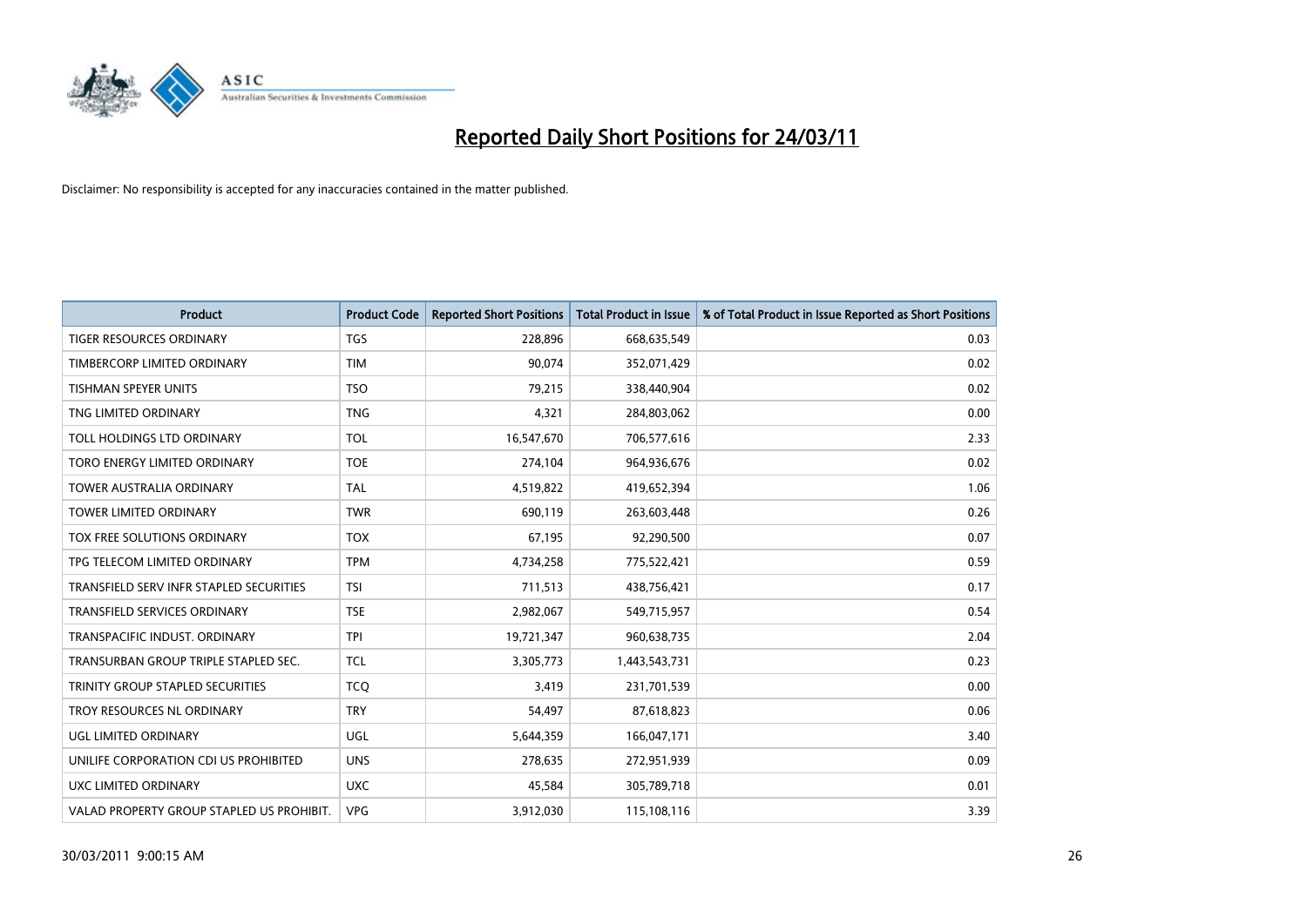# Reported Daily Short Positions for 24/03/11

Disclaimer: No responsibility is accepted for any inaccuracies contained in the matter published.

| Product | Product Code | Reported Short Positions | Total Product in Issue | % of Total Product in Issue Reported as Short Positions |
|---|---|---|---|---|
| TIGER RESOURCES ORDINARY | TGS | 228,896 | 668,635,549 | 0.03 |
| TIMBERCORP LIMITED ORDINARY | TIM | 90,074 | 352,071,429 | 0.02 |
| TISHMAN SPEYER UNITS | TSO | 79,215 | 338,440,904 | 0.02 |
| TNG LIMITED ORDINARY | TNG | 4,321 | 284,803,062 | 0.00 |
| TOLL HOLDINGS LTD ORDINARY | TOL | 16,547,670 | 706,577,616 | 2.33 |
| TORO ENERGY LIMITED ORDINARY | TOE | 274,104 | 964,936,676 | 0.02 |
| TOWER AUSTRALIA ORDINARY | TAL | 4,519,822 | 419,652,394 | 1.06 |
| TOWER LIMITED ORDINARY | TWR | 690,119 | 263,603,448 | 0.26 |
| TOX FREE SOLUTIONS ORDINARY | TOX | 67,195 | 92,290,500 | 0.07 |
| TPG TELECOM LIMITED ORDINARY | TPM | 4,734,258 | 775,522,421 | 0.59 |
| TRANSFIELD SERV INFR STAPLED SECURITIES | TSI | 711,513 | 438,756,421 | 0.17 |
| TRANSFIELD SERVICES ORDINARY | TSE | 2,982,067 | 549,715,957 | 0.54 |
| TRANSPACIFIC INDUST. ORDINARY | TPI | 19,721,347 | 960,638,735 | 2.04 |
| TRANSURBAN GROUP TRIPLE STAPLED SEC. | TCL | 3,305,773 | 1,443,543,731 | 0.23 |
| TRINITY GROUP STAPLED SECURITIES | TCQ | 3,419 | 231,701,539 | 0.00 |
| TROY RESOURCES NL ORDINARY | TRY | 54,497 | 87,618,823 | 0.06 |
| UGL LIMITED ORDINARY | UGL | 5,644,359 | 166,047,171 | 3.40 |
| UNILIFE CORPORATION CDI US PROHIBITED | UNS | 278,635 | 272,951,939 | 0.09 |
| UXC LIMITED ORDINARY | UXC | 45,584 | 305,789,718 | 0.01 |
| VALAD PROPERTY GROUP STAPLED US PROHIBIT. | VPG | 3,912,030 | 115,108,116 | 3.39 |

30/03/2011 9:00:15 AM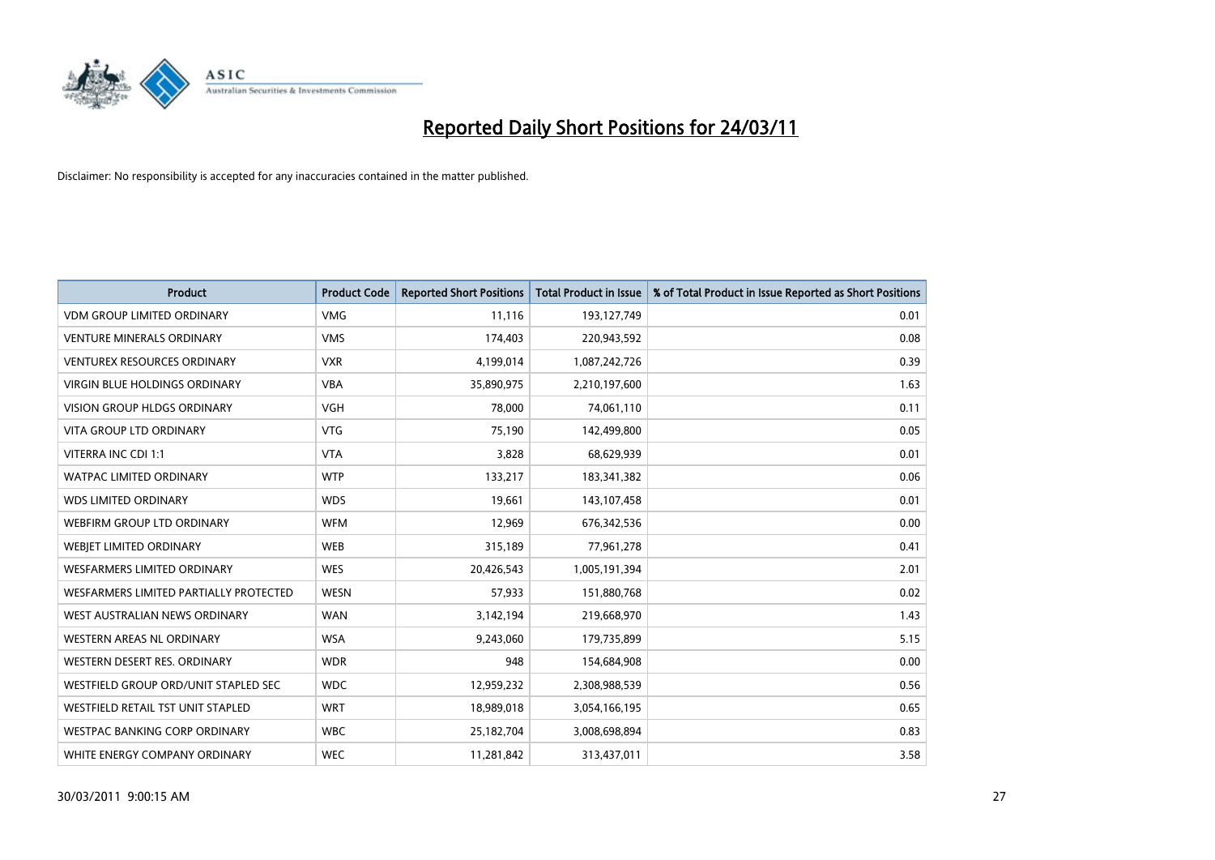# Reported Daily Short Positions for 24/03/11

Disclaimer: No responsibility is accepted for any inaccuracies contained in the matter published.

| Product | Product Code | Reported Short Positions | Total Product in Issue | % of Total Product in Issue Reported as Short Positions |
|---|---|---|---|---|
| VDM GROUP LIMITED ORDINARY | VMG | 11,116 | 193,127,749 | 0.01 |
| VENTURE MINERALS ORDINARY | VMS | 174,403 | 220,943,592 | 0.08 |
| VENTUREX RESOURCES ORDINARY | VXR | 4,199,014 | 1,087,242,726 | 0.39 |
| VIRGIN BLUE HOLDINGS ORDINARY | VBA | 35,890,975 | 2,210,197,600 | 1.63 |
| VISION GROUP HLDGS ORDINARY | VGH | 78,000 | 74,061,110 | 0.11 |
| VITA GROUP LTD ORDINARY | VTG | 75,190 | 142,499,800 | 0.05 |
| VITERRA INC CDI 1:1 | VTA | 3,828 | 68,629,939 | 0.01 |
| WATPAC LIMITED ORDINARY | WTP | 133,217 | 183,341,382 | 0.06 |
| WDS LIMITED ORDINARY | WDS | 19,661 | 143,107,458 | 0.01 |
| WEBFIRM GROUP LTD ORDINARY | WFM | 12,969 | 676,342,536 | 0.00 |
| WEBJET LIMITED ORDINARY | WEB | 315,189 | 77,961,278 | 0.41 |
| WESFARMERS LIMITED ORDINARY | WES | 20,426,543 | 1,005,191,394 | 2.01 |
| WESFARMERS LIMITED PARTIALLY PROTECTED | WESN | 57,933 | 151,880,768 | 0.02 |
| WEST AUSTRALIAN NEWS ORDINARY | WAN | 3,142,194 | 219,668,970 | 1.43 |
| WESTERN AREAS NL ORDINARY | WSA | 9,243,060 | 179,735,899 | 5.15 |
| WESTERN DESERT RES. ORDINARY | WDR | 948 | 154,684,908 | 0.00 |
| WESTFIELD GROUP ORD/UNIT STAPLED SEC | WDC | 12,959,232 | 2,308,988,539 | 0.56 |
| WESTFIELD RETAIL TST UNIT STAPLED | WRT | 18,989,018 | 3,054,166,195 | 0.65 |
| WESTPAC BANKING CORP ORDINARY | WBC | 25,182,704 | 3,008,698,894 | 0.83 |
| WHITE ENERGY COMPANY ORDINARY | WEC | 11,281,842 | 313,437,011 | 3.58 |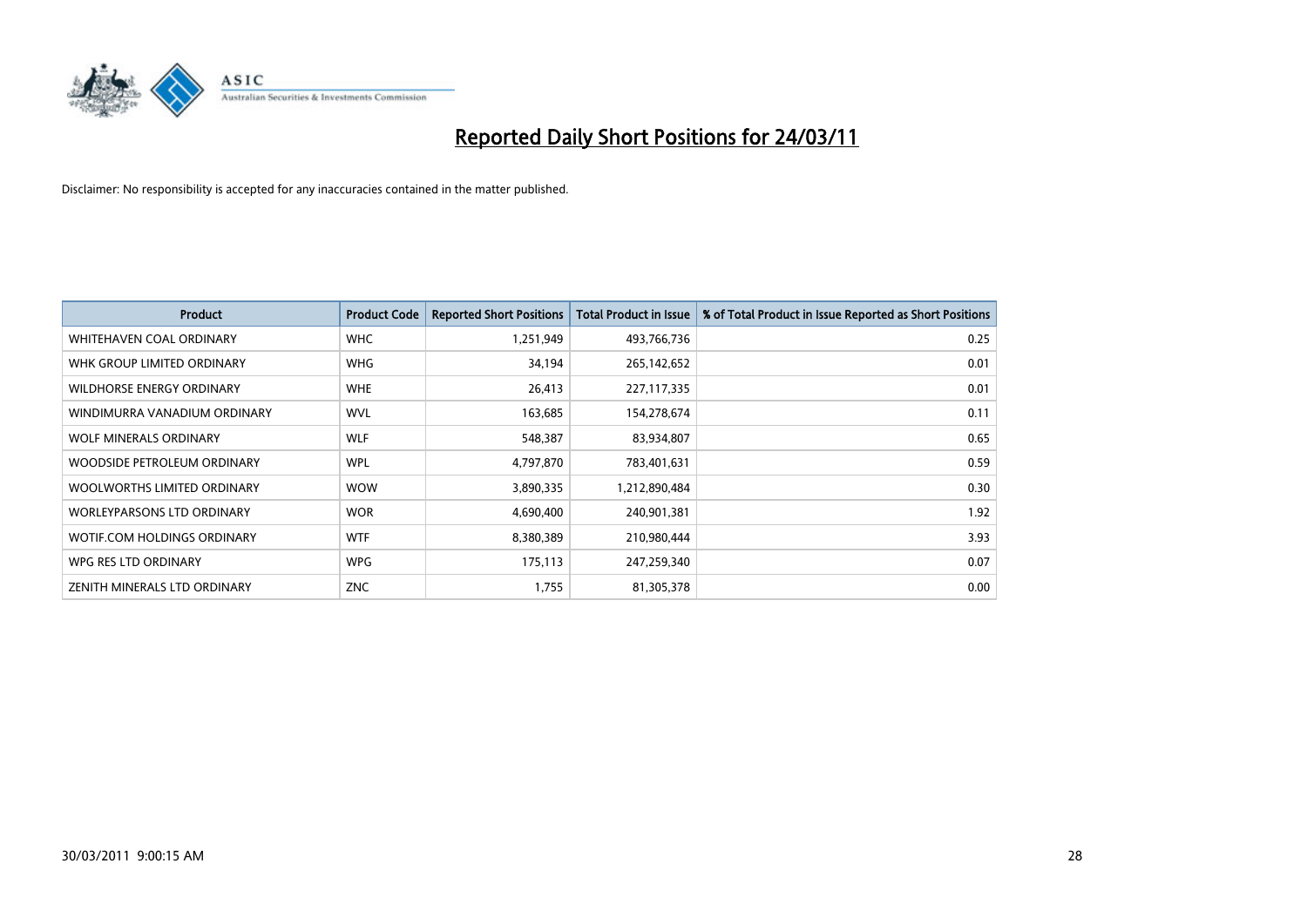# Reported Daily Short Positions for 24/03/11

Disclaimer: No responsibility is accepted for any inaccuracies contained in the matter published.

| Product | Product Code | Reported Short Positions | Total Product in Issue | % of Total Product in Issue Reported as Short Positions |
|---|---|---|---|---|
| WHITEHAVEN COAL ORDINARY | WHC | 1,251,949 | 493,766,736 | 0.25 |
| WHK GROUP LIMITED ORDINARY | WHG | 34,194 | 265,142,652 | 0.01 |
| WILDHORSE ENERGY ORDINARY | WHE | 26,413 | 227,117,335 | 0.01 |
| WINDIMURRA VANADIUM ORDINARY | WVL | 163,685 | 154,278,674 | 0.11 |
| WOLF MINERALS ORDINARY | WLF | 548,387 | 83,934,807 | 0.65 |
| WOODSIDE PETROLEUM ORDINARY | WPL | 4,797,870 | 783,401,631 | 0.59 |
| WOOLWORTHS LIMITED ORDINARY | WOW | 3,890,335 | 1,212,890,484 | 0.30 |
| WORLEYPARSONS LTD ORDINARY | WOR | 4,690,400 | 240,901,381 | 1.92 |
| WOTIF.COM HOLDINGS ORDINARY | WTF | 8,380,389 | 210,980,444 | 3.93 |
| WPG RES LTD ORDINARY | WPG | 175,113 | 247,259,340 | 0.07 |
| ZENITH MINERALS LTD ORDINARY | ZNC | 1,755 | 81,305,378 | 0.00 |

30/03/2011 9:00:15 AM